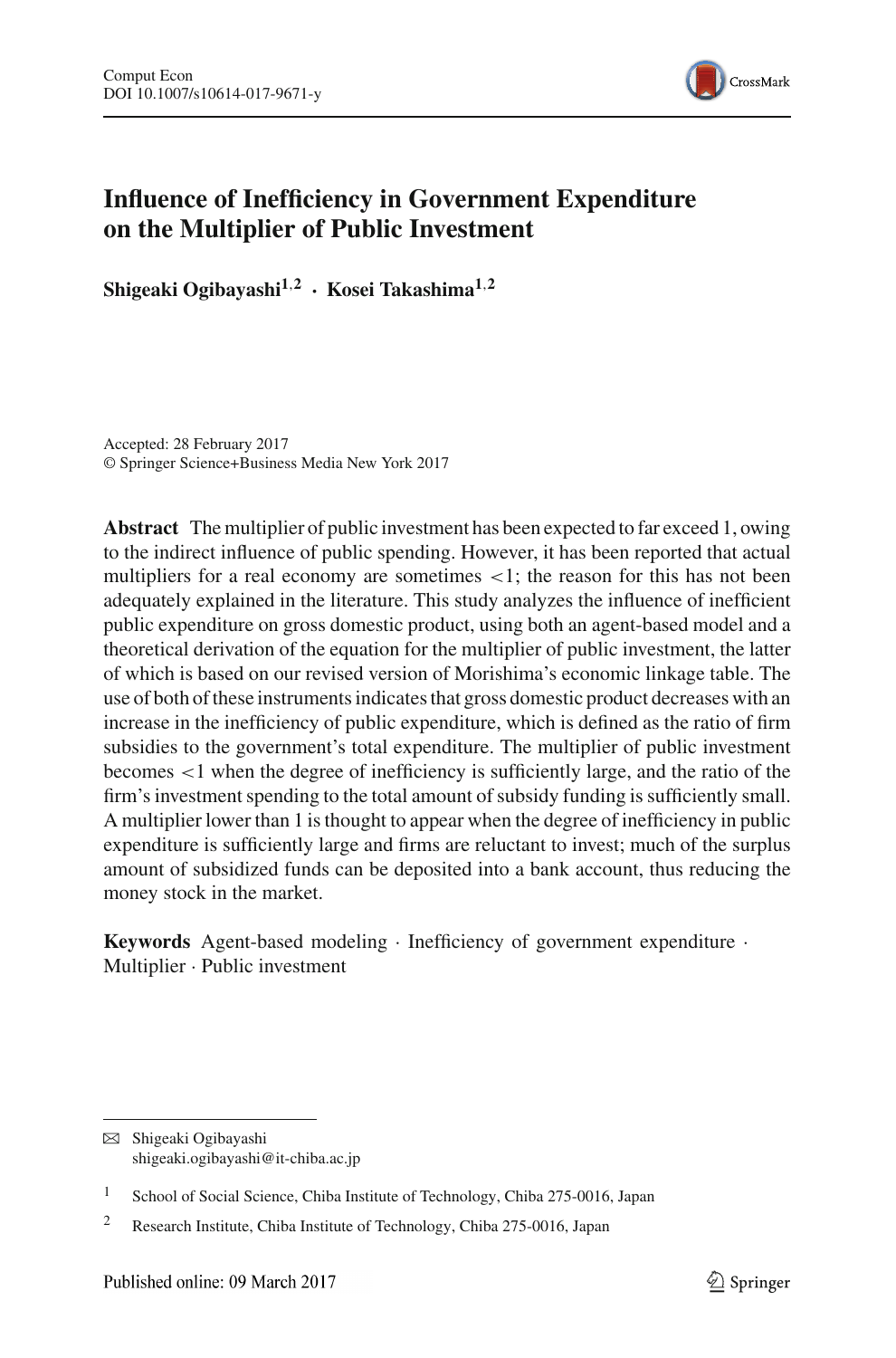# Influence of Inefficiency in Government Expenditure on the Multiplier of Public Investment

**Shigeaki Ogibayashi[1,2] · Kosei Takashima[1,2]**

Accepted: 28 February 2017
© Springer Science+Business Media New York 2017

**Abstract** The multiplier of public investment has been expected to far exceed 1, owing to the indirect influence of public spending. However, it has been reported that actual multipliers for a real economy are sometimes $<1$; the reason for this has not been adequately explained in the literature. This study analyzes the influence of inefficient public expenditure on gross domestic product, using both an agent-based model and a theoretical derivation of the equation for the multiplier of public investment, the latter of which is based on our revised version of Morishima's economic linkage table. The use of both of these instruments indicates that gross domestic product decreases with an increase in the inefficiency of public expenditure, which is defined as the ratio of firm subsidies to the government's total expenditure. The multiplier of public investment becomes $<1$ when the degree of inefficiency is sufficiently large, and the ratio of the firm's investment spending to the total amount of subsidy funding is sufficiently small. A multiplier lower than 1 is thought to appear when the degree of inefficiency in public expenditure is sufficiently large and firms are reluctant to invest; much of the surplus amount of subsidized funds can be deposited into a bank account, thus reducing the money stock in the market.

**Keywords** Agent-based modeling · Inefficiency of government expenditure · Multiplier · Public investment

---

✉ Shigeaki Ogibayashi
shigeaki.ogibayashi@it-chiba.ac.jp

[1] School of Social Science, Chiba Institute of Technology, Chiba 275-0016, Japan

[2] Research Institute, Chiba Institute of Technology, Chiba 275-0016, Japan

Published online: 09 March 2017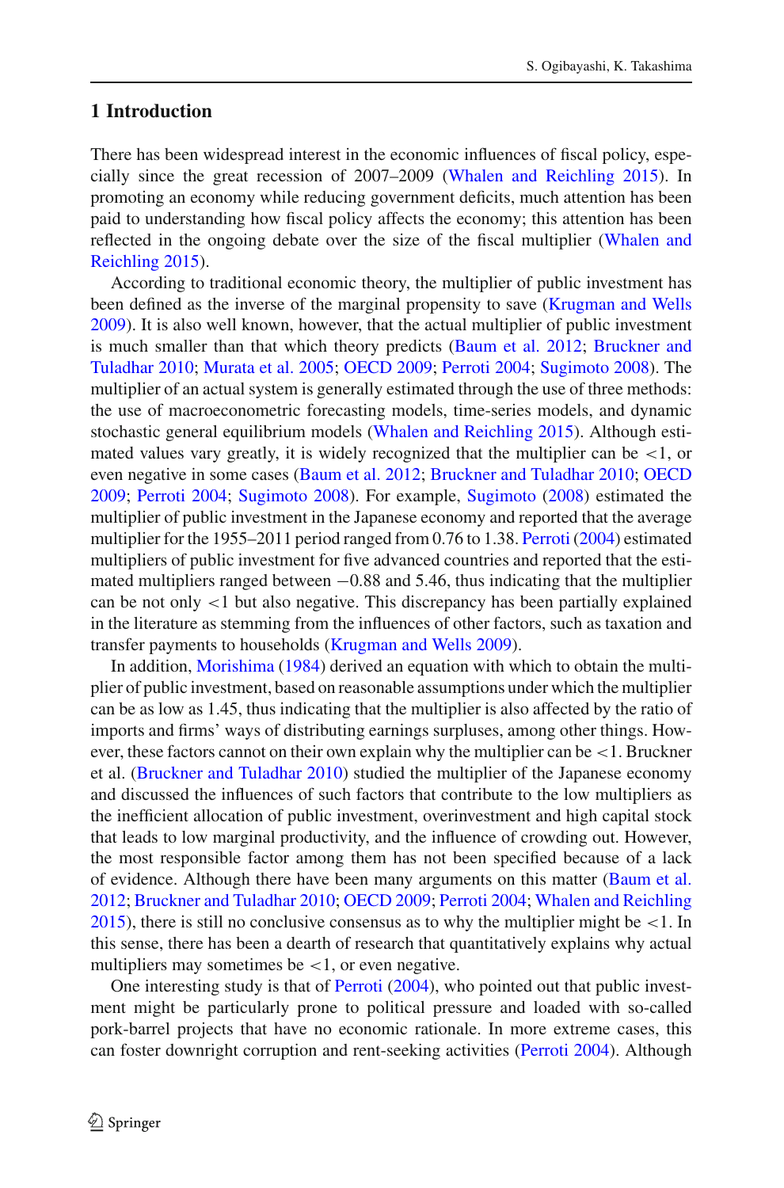## 1 Introduction

There has been widespread interest in the economic influences of fiscal policy, especially since the great recession of 2007–2009 (Whalen and Reichling 2015). In promoting an economy while reducing government deficits, much attention has been paid to understanding how fiscal policy affects the economy; this attention has been reflected in the ongoing debate over the size of the fiscal multiplier (Whalen and Reichling 2015).

According to traditional economic theory, the multiplier of public investment has been defined as the inverse of the marginal propensity to save (Krugman and Wells 2009). It is also well known, however, that the actual multiplier of public investment is much smaller than that which theory predicts (Baum et al. 2012; Bruckner and Tuladhar 2010; Murata et al. 2005; OECD 2009; Perroti 2004; Sugimoto 2008). The multiplier of an actual system is generally estimated through the use of three methods: the use of macroeconometric forecasting models, time-series models, and dynamic stochastic general equilibrium models (Whalen and Reichling 2015). Although estimated values vary greatly, it is widely recognized that the multiplier can be $<1$, or even negative in some cases (Baum et al. 2012; Bruckner and Tuladhar 2010; OECD 2009; Perroti 2004; Sugimoto 2008). For example, Sugimoto (2008) estimated the multiplier of public investment in the Japanese economy and reported that the average multiplier for the 1955–2011 period ranged from 0.76 to 1.38. Perroti (2004) estimated multipliers of public investment for five advanced countries and reported that the estimated multipliers ranged between $-0.88$ and 5.46, thus indicating that the multiplier can be not only $<1$ but also negative. This discrepancy has been partially explained in the literature as stemming from the influences of other factors, such as taxation and transfer payments to households (Krugman and Wells 2009).

In addition, Morishima (1984) derived an equation with which to obtain the multiplier of public investment, based on reasonable assumptions under which the multiplier can be as low as 1.45, thus indicating that the multiplier is also affected by the ratio of imports and firms' ways of distributing earnings surpluses, among other things. However, these factors cannot on their own explain why the multiplier can be $<1$. Bruckner et al. (Bruckner and Tuladhar 2010) studied the multiplier of the Japanese economy and discussed the influences of such factors that contribute to the low multipliers as the inefficient allocation of public investment, overinvestment and high capital stock that leads to low marginal productivity, and the influence of crowding out. However, the most responsible factor among them has not been specified because of a lack of evidence. Although there have been many arguments on this matter (Baum et al. 2012; Bruckner and Tuladhar 2010; OECD 2009; Perroti 2004; Whalen and Reichling 2015), there is still no conclusive consensus as to why the multiplier might be $<1$. In this sense, there has been a dearth of research that quantitatively explains why actual multipliers may sometimes be $<1$, or even negative.

One interesting study is that of Perroti (2004), who pointed out that public investment might be particularly prone to political pressure and loaded with so-called pork-barrel projects that have no economic rationale. In more extreme cases, this can foster downright corruption and rent-seeking activities (Perroti 2004). Although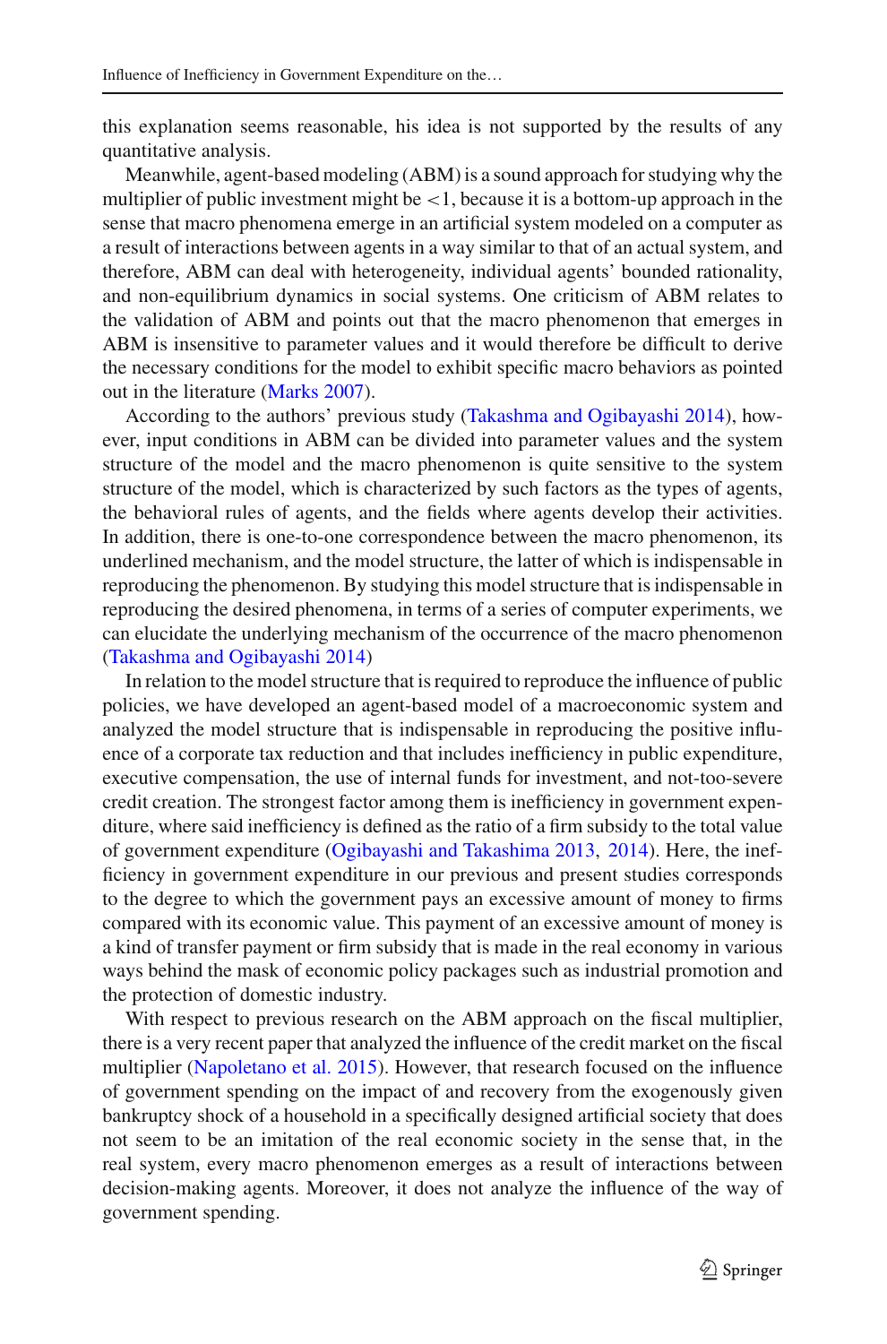this explanation seems reasonable, his idea is not supported by the results of any quantitative analysis.

Meanwhile, agent-based modeling (ABM) is a sound approach for studying why the multiplier of public investment might be $<1$, because it is a bottom-up approach in the sense that macro phenomena emerge in an artificial system modeled on a computer as a result of interactions between agents in a way similar to that of an actual system, and therefore, ABM can deal with heterogeneity, individual agents' bounded rationality, and non-equilibrium dynamics in social systems. One criticism of ABM relates to the validation of ABM and points out that the macro phenomenon that emerges in ABM is insensitive to parameter values and it would therefore be difficult to derive the necessary conditions for the model to exhibit specific macro behaviors as pointed out in the literature (Marks 2007).

According to the authors' previous study (Takashma and Ogibayashi 2014), however, input conditions in ABM can be divided into parameter values and the system structure of the model and the macro phenomenon is quite sensitive to the system structure of the model, which is characterized by such factors as the types of agents, the behavioral rules of agents, and the fields where agents develop their activities. In addition, there is one-to-one correspondence between the macro phenomenon, its underlined mechanism, and the model structure, the latter of which is indispensable in reproducing the phenomenon. By studying this model structure that is indispensable in reproducing the desired phenomena, in terms of a series of computer experiments, we can elucidate the underlying mechanism of the occurrence of the macro phenomenon (Takashma and Ogibayashi 2014)

In relation to the model structure that is required to reproduce the influence of public policies, we have developed an agent-based model of a macroeconomic system and analyzed the model structure that is indispensable in reproducing the positive influence of a corporate tax reduction and that includes inefficiency in public expenditure, executive compensation, the use of internal funds for investment, and not-too-severe credit creation. The strongest factor among them is inefficiency in government expenditure, where said inefficiency is defined as the ratio of a firm subsidy to the total value of government expenditure (Ogibayashi and Takashima 2013, 2014). Here, the inefficiency in government expenditure in our previous and present studies corresponds to the degree to which the government pays an excessive amount of money to firms compared with its economic value. This payment of an excessive amount of money is a kind of transfer payment or firm subsidy that is made in the real economy in various ways behind the mask of economic policy packages such as industrial promotion and the protection of domestic industry.

With respect to previous research on the ABM approach on the fiscal multiplier, there is a very recent paper that analyzed the influence of the credit market on the fiscal multiplier (Napoletano et al. 2015). However, that research focused on the influence of government spending on the impact of and recovery from the exogenously given bankruptcy shock of a household in a specifically designed artificial society that does not seem to be an imitation of the real economic society in the sense that, in the real system, every macro phenomenon emerges as a result of interactions between decision-making agents. Moreover, it does not analyze the influence of the way of government spending.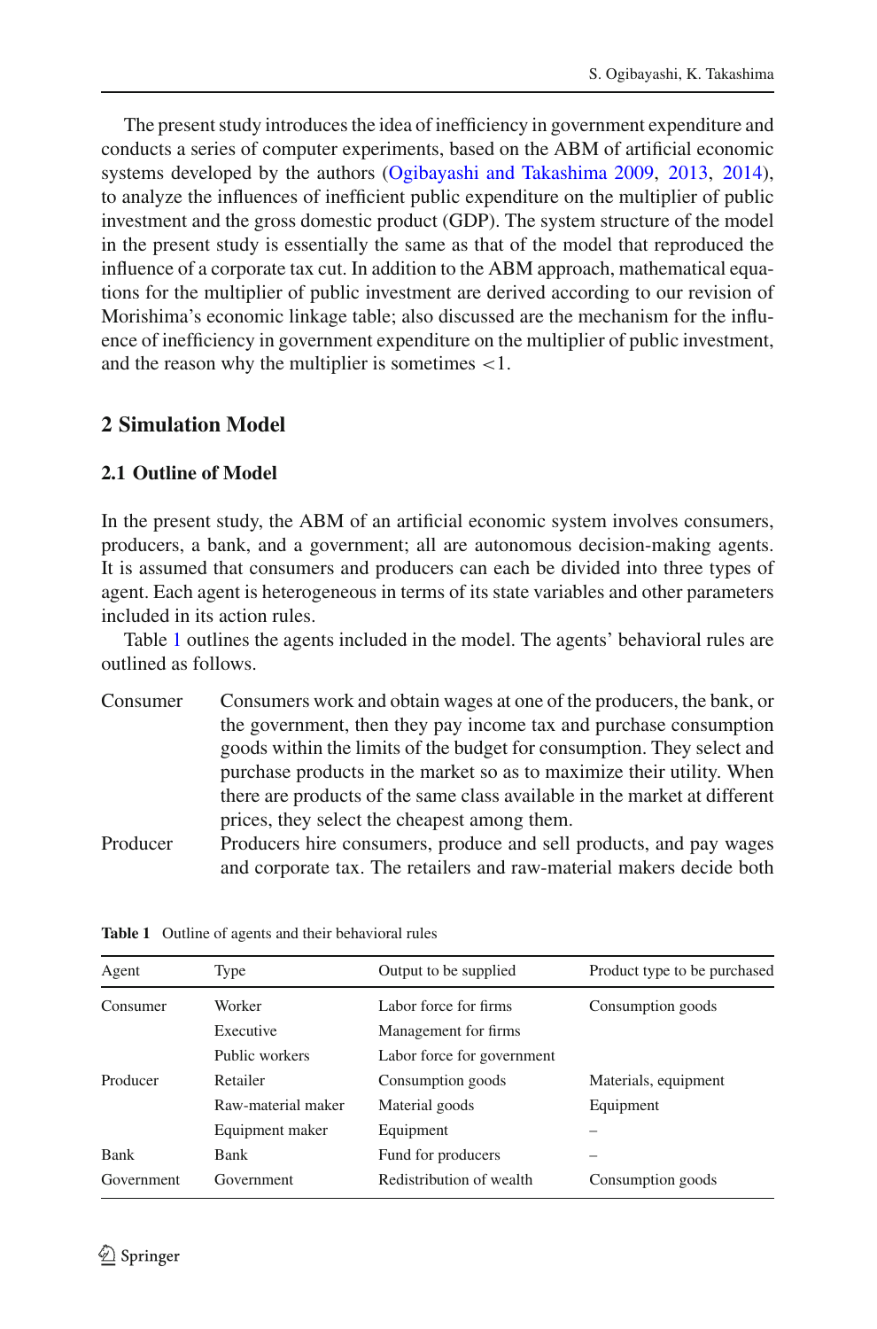The present study introduces the idea of inefficiency in government expenditure and conducts a series of computer experiments, based on the ABM of artificial economic systems developed by the authors (Ogibayashi and Takashima 2009, 2013, 2014), to analyze the influences of inefficient public expenditure on the multiplier of public investment and the gross domestic product (GDP). The system structure of the model in the present study is essentially the same as that of the model that reproduced the influence of a corporate tax cut. In addition to the ABM approach, mathematical equations for the multiplier of public investment are derived according to our revision of Morishima's economic linkage table; also discussed are the mechanism for the influence of inefficiency in government expenditure on the multiplier of public investment, and the reason why the multiplier is sometimes $<1$.

## 2 Simulation Model

### 2.1 Outline of Model

In the present study, the ABM of an artificial economic system involves consumers, producers, a bank, and a government; all are autonomous decision-making agents. It is assumed that consumers and producers can each be divided into three types of agent. Each agent is heterogeneous in terms of its state variables and other parameters included in its action rules.

Table 1 outlines the agents included in the model. The agents' behavioral rules are outlined as follows.

**Consumer** Consumers work and obtain wages at one of the producers, the bank, or the government, then they pay income tax and purchase consumption goods within the limits of the budget for consumption. They select and purchase products in the market so as to maximize their utility. When there are products of the same class available in the market at different prices, they select the cheapest among them.

**Producer** Producers hire consumers, produce and sell products, and pay wages and corporate tax. The retailers and raw-material makers decide both

**Table 1** Outline of agents and their behavioral rules

| Agent | Type | Output to be supplied | Product type to be purchased |
|---|---|---|---|
| Consumer | Worker | Labor force for firms | Consumption goods |
| | Executive | Management for firms | |
| | Public workers | Labor force for government | |
| Producer | Retailer | Consumption goods | Materials, equipment |
| | Raw-material maker | Material goods | Equipment |
| | Equipment maker | Equipment | – |
| Bank | Bank | Fund for producers | – |
| Government | Government | Redistribution of wealth | Consumption goods |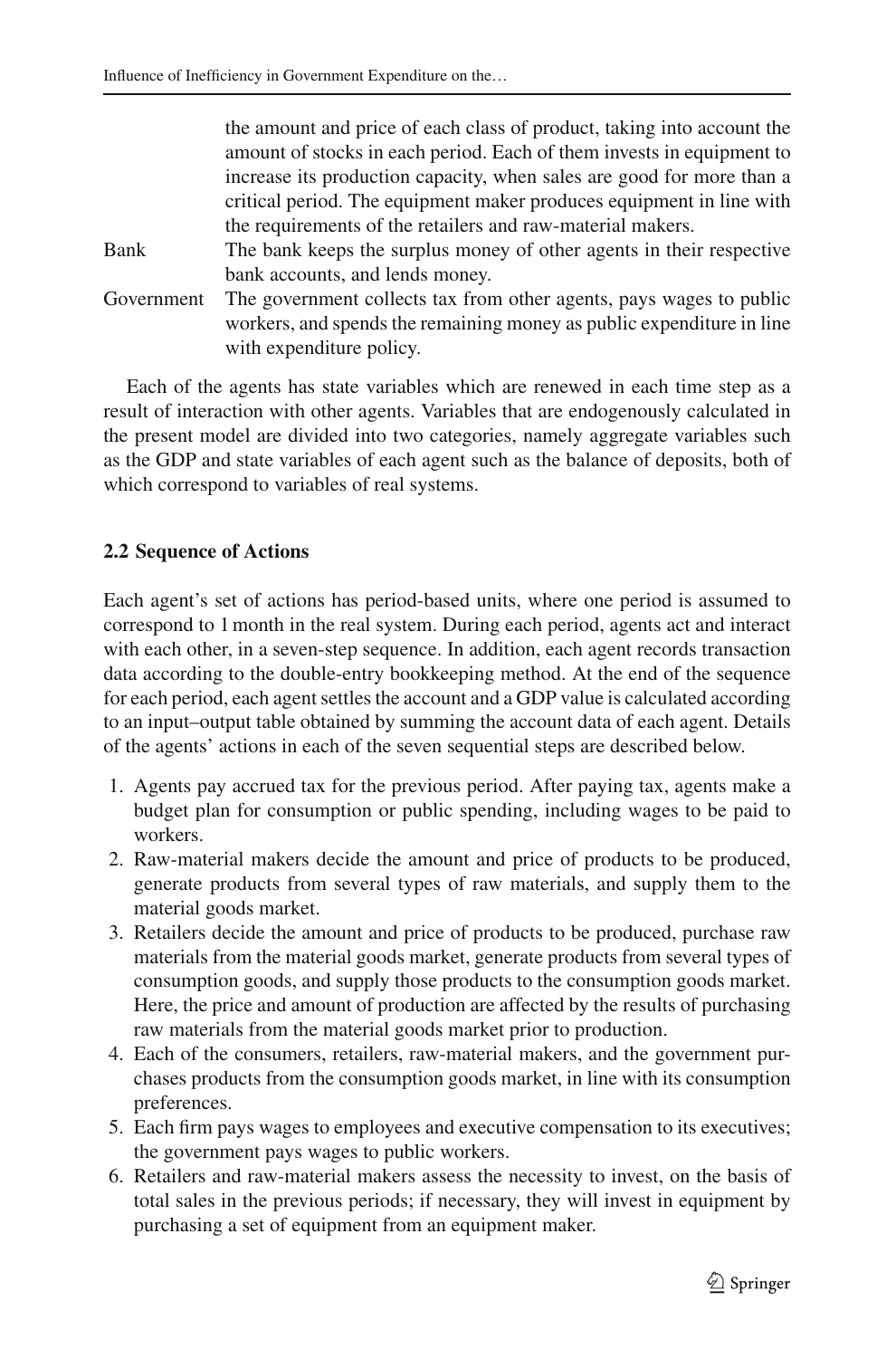the amount and price of each class of product, taking into account the amount of stocks in each period. Each of them invests in equipment to increase its production capacity, when sales are good for more than a critical period. The equipment maker produces equipment in line with the requirements of the retailers and raw-material makers.

Bank — The bank keeps the surplus money of other agents in their respective bank accounts, and lends money.

Government — The government collects tax from other agents, pays wages to public workers, and spends the remaining money as public expenditure in line with expenditure policy.

Each of the agents has state variables which are renewed in each time step as a result of interaction with other agents. Variables that are endogenously calculated in the present model are divided into two categories, namely aggregate variables such as the GDP and state variables of each agent such as the balance of deposits, both of which correspond to variables of real systems.

### 2.2 Sequence of Actions

Each agent's set of actions has period-based units, where one period is assumed to correspond to 1 month in the real system. During each period, agents act and interact with each other, in a seven-step sequence. In addition, each agent records transaction data according to the double-entry bookkeeping method. At the end of the sequence for each period, each agent settles the account and a GDP value is calculated according to an input–output table obtained by summing the account data of each agent. Details of the agents' actions in each of the seven sequential steps are described below.

1. Agents pay accrued tax for the previous period. After paying tax, agents make a budget plan for consumption or public spending, including wages to be paid to workers.
2. Raw-material makers decide the amount and price of products to be produced, generate products from several types of raw materials, and supply them to the material goods market.
3. Retailers decide the amount and price of products to be produced, purchase raw materials from the material goods market, generate products from several types of consumption goods, and supply those products to the consumption goods market. Here, the price and amount of production are affected by the results of purchasing raw materials from the material goods market prior to production.
4. Each of the consumers, retailers, raw-material makers, and the government purchases products from the consumption goods market, in line with its consumption preferences.
5. Each firm pays wages to employees and executive compensation to its executives; the government pays wages to public workers.
6. Retailers and raw-material makers assess the necessity to invest, on the basis of total sales in the previous periods; if necessary, they will invest in equipment by purchasing a set of equipment from an equipment maker.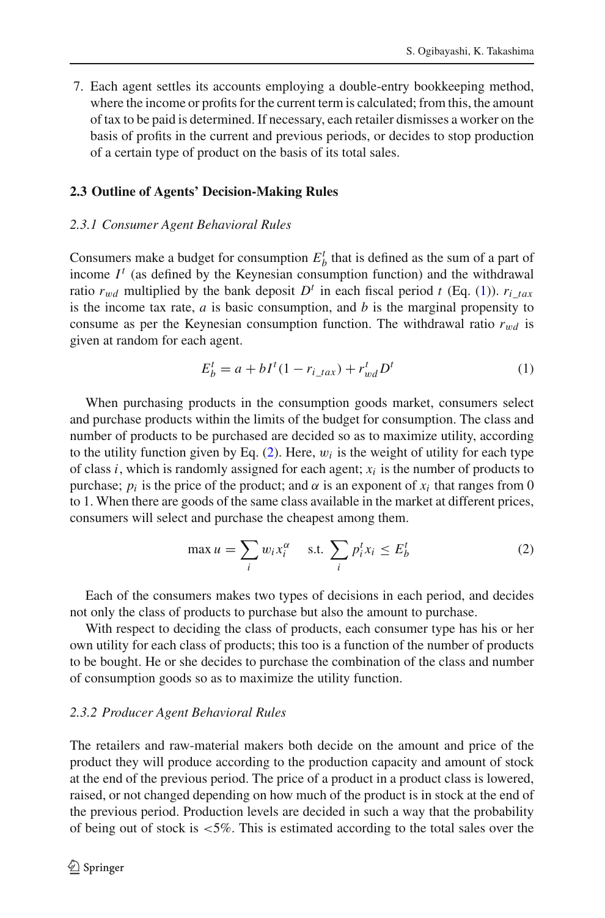7. Each agent settles its accounts employing a double-entry bookkeeping method, where the income or profits for the current term is calculated; from this, the amount of tax to be paid is determined. If necessary, each retailer dismisses a worker on the basis of profits in the current and previous periods, or decides to stop production of a certain type of product on the basis of its total sales.

### 2.3 Outline of Agents' Decision-Making Rules

#### *2.3.1 Consumer Agent Behavioral Rules*

Consumers make a budget for consumption $E_b^t$ that is defined as the sum of a part of income $I^t$ (as defined by the Keynesian consumption function) and the withdrawal ratio $r_{wd}$ multiplied by the bank deposit $D^t$ in each fiscal period $t$ (Eq. (1)). $r_{i\_tax}$ is the income tax rate, $a$ is basic consumption, and $b$ is the marginal propensity to consume as per the Keynesian consumption function. The withdrawal ratio $r_{wd}$ is given at random for each agent.

$$E_b^t = a + bI^t(1 - r_{i\_tax}) + r_{wd}^t D^t \tag{1}$$

When purchasing products in the consumption goods market, consumers select and purchase products within the limits of the budget for consumption. The class and number of products to be purchased are decided so as to maximize utility, according to the utility function given by Eq. (2). Here, $w_i$ is the weight of utility for each type of class $i$, which is randomly assigned for each agent; $x_i$ is the number of products to purchase; $p_i$ is the price of the product; and $\alpha$ is an exponent of $x_i$ that ranges from 0 to 1. When there are goods of the same class available in the market at different prices, consumers will select and purchase the cheapest among them.

$$\max u = \sum_i w_i x_i^{\alpha} \quad \text{s.t.} \sum_i p_i^t x_i \leq E_b^t \tag{2}$$

Each of the consumers makes two types of decisions in each period, and decides not only the class of products to purchase but also the amount to purchase.

With respect to deciding the class of products, each consumer type has his or her own utility for each class of products; this too is a function of the number of products to be bought. He or she decides to purchase the combination of the class and number of consumption goods so as to maximize the utility function.

#### *2.3.2 Producer Agent Behavioral Rules*

The retailers and raw-material makers both decide on the amount and price of the product they will produce according to the production capacity and amount of stock at the end of the previous period. The price of a product in a product class is lowered, raised, or not changed depending on how much of the product is in stock at the end of the previous period. Production levels are decided in such a way that the probability of being out of stock is <5%. This is estimated according to the total sales over the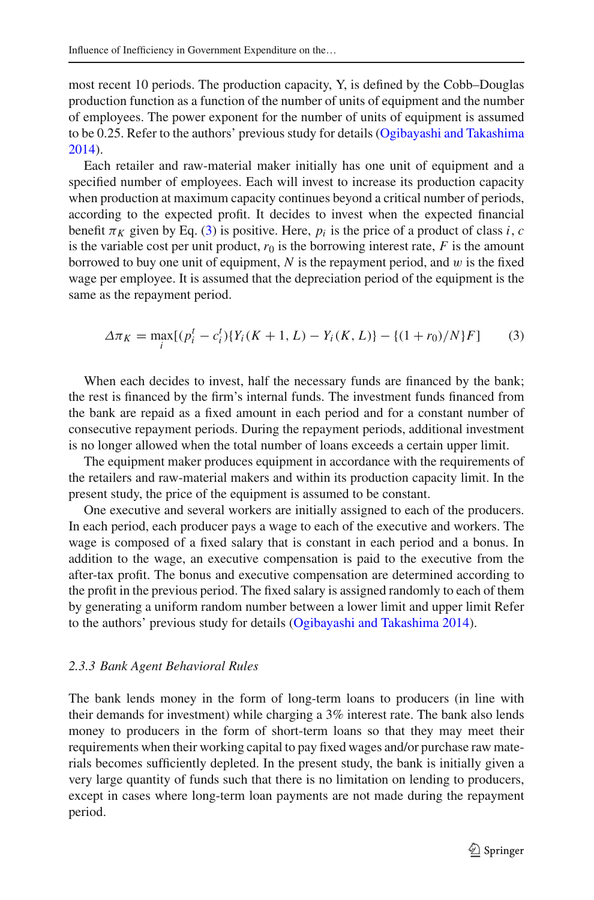most recent 10 periods. The production capacity, Y, is defined by the Cobb–Douglas production function as a function of the number of units of equipment and the number of employees. The power exponent for the number of units of equipment is assumed to be 0.25. Refer to the authors' previous study for details (Ogibayashi and Takashima 2014).

Each retailer and raw-material maker initially has one unit of equipment and a specified number of employees. Each will invest to increase its production capacity when production at maximum capacity continues beyond a critical number of periods, according to the expected profit. It decides to invest when the expected financial benefit $\pi_K$ given by Eq. (3) is positive. Here, $p_i$ is the price of a product of class $i$, $c$ is the variable cost per unit product, $r_0$ is the borrowing interest rate, $F$ is the amount borrowed to buy one unit of equipment, $N$ is the repayment period, and $w$ is the fixed wage per employee. It is assumed that the depreciation period of the equipment is the same as the repayment period.

$$\Delta \pi_K = \max_i [(p_i^t - c_i^t)\{Y_i(K+1, L) - Y_i(K, L)\} - \{(1+r_0)/N\}F] \tag{3}$$

When each decides to invest, half the necessary funds are financed by the bank; the rest is financed by the firm's internal funds. The investment funds financed from the bank are repaid as a fixed amount in each period and for a constant number of consecutive repayment periods. During the repayment periods, additional investment is no longer allowed when the total number of loans exceeds a certain upper limit.

The equipment maker produces equipment in accordance with the requirements of the retailers and raw-material makers and within its production capacity limit. In the present study, the price of the equipment is assumed to be constant.

One executive and several workers are initially assigned to each of the producers. In each period, each producer pays a wage to each of the executive and workers. The wage is composed of a fixed salary that is constant in each period and a bonus. In addition to the wage, an executive compensation is paid to the executive from the after-tax profit. The bonus and executive compensation are determined according to the profit in the previous period. The fixed salary is assigned randomly to each of them by generating a uniform random number between a lower limit and upper limit Refer to the authors' previous study for details (Ogibayashi and Takashima 2014).

### *2.3.3 Bank Agent Behavioral Rules*

The bank lends money in the form of long-term loans to producers (in line with their demands for investment) while charging a 3% interest rate. The bank also lends money to producers in the form of short-term loans so that they may meet their requirements when their working capital to pay fixed wages and/or purchase raw materials becomes sufficiently depleted. In the present study, the bank is initially given a very large quantity of funds such that there is no limitation on lending to producers, except in cases where long-term loan payments are not made during the repayment period.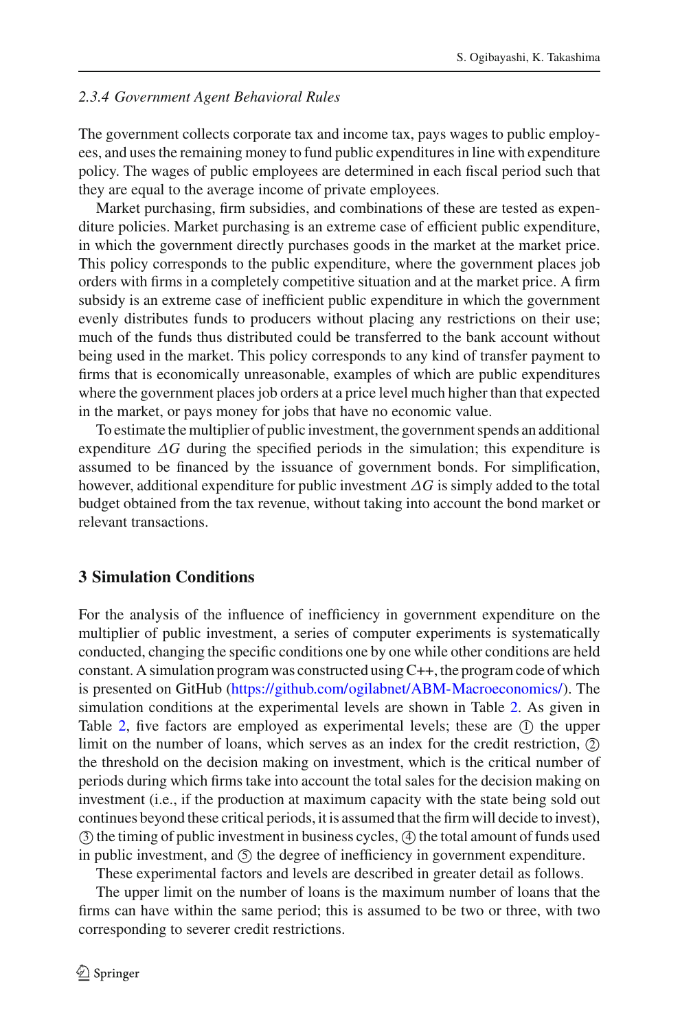### 2.3.4 Government Agent Behavioral Rules

The government collects corporate tax and income tax, pays wages to public employees, and uses the remaining money to fund public expenditures in line with expenditure policy. The wages of public employees are determined in each fiscal period such that they are equal to the average income of private employees.

Market purchasing, firm subsidies, and combinations of these are tested as expenditure policies. Market purchasing is an extreme case of efficient public expenditure, in which the government directly purchases goods in the market at the market price. This policy corresponds to the public expenditure, where the government places job orders with firms in a completely competitive situation and at the market price. A firm subsidy is an extreme case of inefficient public expenditure in which the government evenly distributes funds to producers without placing any restrictions on their use; much of the funds thus distributed could be transferred to the bank account without being used in the market. This policy corresponds to any kind of transfer payment to firms that is economically unreasonable, examples of which are public expenditures where the government places job orders at a price level much higher than that expected in the market, or pays money for jobs that have no economic value.

To estimate the multiplier of public investment, the government spends an additional expenditure $\Delta G$ during the specified periods in the simulation; this expenditure is assumed to be financed by the issuance of government bonds. For simplification, however, additional expenditure for public investment $\Delta G$ is simply added to the total budget obtained from the tax revenue, without taking into account the bond market or relevant transactions.

## 3 Simulation Conditions

For the analysis of the influence of inefficiency in government expenditure on the multiplier of public investment, a series of computer experiments is systematically conducted, changing the specific conditions one by one while other conditions are held constant. A simulation program was constructed using C++, the program code of which is presented on GitHub (https://github.com/ogilabnet/ABM-Macroeconomics/). The simulation conditions at the experimental levels are shown in Table 2. As given in Table 2, five factors are employed as experimental levels; these are ① the upper limit on the number of loans, which serves as an index for the credit restriction, ② the threshold on the decision making on investment, which is the critical number of periods during which firms take into account the total sales for the decision making on investment (i.e., if the production at maximum capacity with the state being sold out continues beyond these critical periods, it is assumed that the firm will decide to invest), ③ the timing of public investment in business cycles, ④ the total amount of funds used in public investment, and ⑤ the degree of inefficiency in government expenditure.

These experimental factors and levels are described in greater detail as follows.

The upper limit on the number of loans is the maximum number of loans that the firms can have within the same period; this is assumed to be two or three, with two corresponding to severer credit restrictions.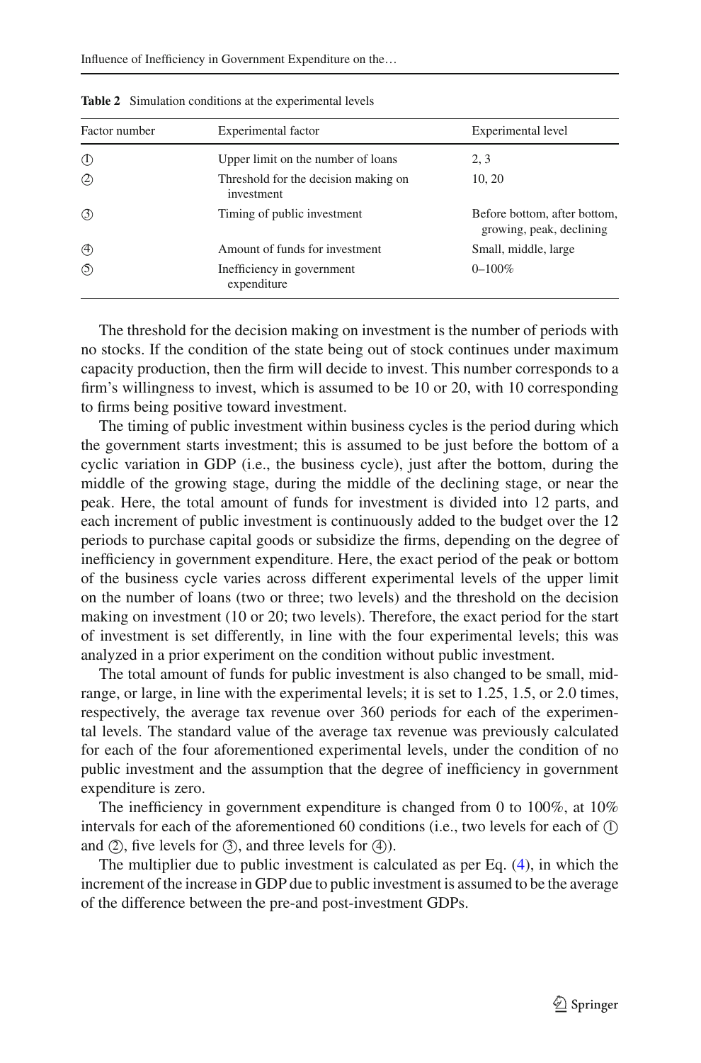**Table 2** Simulation conditions at the experimental levels

| Factor number | Experimental factor | Experimental level |
|---|---|---|
| ① | Upper limit on the number of loans | 2, 3 |
| ② | Threshold for the decision making on investment | 10, 20 |
| ③ | Timing of public investment | Before bottom, after bottom, growing, peak, declining |
| ④ | Amount of funds for investment | Small, middle, large |
| ⑤ | Inefficiency in government expenditure | 0–100% |

The threshold for the decision making on investment is the number of periods with no stocks. If the condition of the state being out of stock continues under maximum capacity production, then the firm will decide to invest. This number corresponds to a firm's willingness to invest, which is assumed to be 10 or 20, with 10 corresponding to firms being positive toward investment.

The timing of public investment within business cycles is the period during which the government starts investment; this is assumed to be just before the bottom of a cyclic variation in GDP (i.e., the business cycle), just after the bottom, during the middle of the growing stage, during the middle of the declining stage, or near the peak. Here, the total amount of funds for investment is divided into 12 parts, and each increment of public investment is continuously added to the budget over the 12 periods to purchase capital goods or subsidize the firms, depending on the degree of inefficiency in government expenditure. Here, the exact period of the peak or bottom of the business cycle varies across different experimental levels of the upper limit on the number of loans (two or three; two levels) and the threshold on the decision making on investment (10 or 20; two levels). Therefore, the exact period for the start of investment is set differently, in line with the four experimental levels; this was analyzed in a prior experiment on the condition without public investment.

The total amount of funds for public investment is also changed to be small, mid-range, or large, in line with the experimental levels; it is set to 1.25, 1.5, or 2.0 times, respectively, the average tax revenue over 360 periods for each of the experimental levels. The standard value of the average tax revenue was previously calculated for each of the four aforementioned experimental levels, under the condition of no public investment and the assumption that the degree of inefficiency in government expenditure is zero.

The inefficiency in government expenditure is changed from 0 to 100%, at 10% intervals for each of the aforementioned 60 conditions (i.e., two levels for each of ① and ②, five levels for ③, and three levels for ④).

The multiplier due to public investment is calculated as per Eq. (4), in which the increment of the increase in GDP due to public investment is assumed to be the average of the difference between the pre-and post-investment GDPs.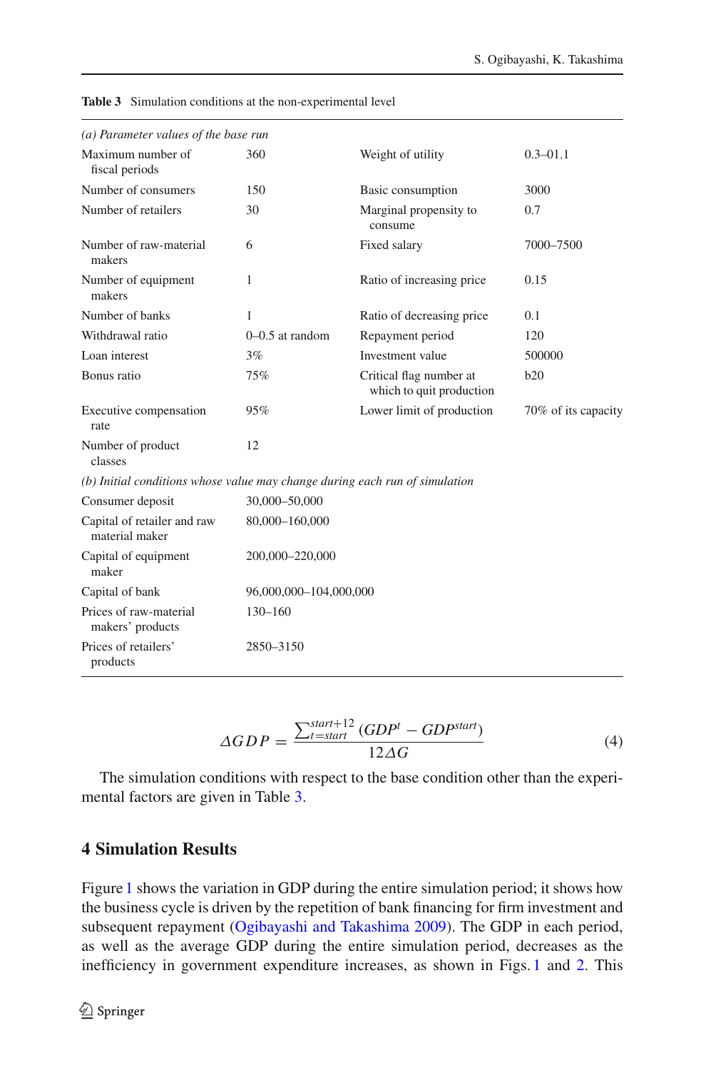**Table 3** Simulation conditions at the non-experimental level

| | | | |
|---|---|---|---|
| *(a) Parameter values of the base run* | | | |
| Maximum number of fiscal periods | 360 | Weight of utility | 0.3–01.1 |
| Number of consumers | 150 | Basic consumption | 3000 |
| Number of retailers | 30 | Marginal propensity to consume | 0.7 |
| Number of raw-material makers | 6 | Fixed salary | 7000–7500 |
| Number of equipment makers | 1 | Ratio of increasing price | 0.15 |
| Number of banks | 1 | Ratio of decreasing price | 0.1 |
| Withdrawal ratio | 0–0.5 at random | Repayment period | 120 |
| Loan interest | 3% | Investment value | 500000 |
| Bonus ratio | 75% | Critical flag number at which to quit production | b20 |
| Executive compensation rate | 95% | Lower limit of production | 70% of its capacity |
| Number of product classes | 12 | | |
| *(b) Initial conditions whose value may change during each run of simulation* | | | |
| Consumer deposit | 30,000–50,000 | | |
| Capital of retailer and raw material maker | 80,000–160,000 | | |
| Capital of equipment maker | 200,000–220,000 | | |
| Capital of bank | 96,000,000–104,000,000 | | |
| Prices of raw-material makers' products | 130–160 | | |
| Prices of retailers' products | 2850–3150 | | |

$$\Delta GDP = \frac{\sum_{t=start}^{start+12} (GDP^t - GDP^{start})}{12\Delta G} \tag{4}$$

The simulation conditions with respect to the base condition other than the experimental factors are given in Table 3.

## 4 Simulation Results

Figure 1 shows the variation in GDP during the entire simulation period; it shows how the business cycle is driven by the repetition of bank financing for firm investment and subsequent repayment (Ogibayashi and Takashima 2009). The GDP in each period, as well as the average GDP during the entire simulation period, decreases as the inefficiency in government expenditure increases, as shown in Figs. 1 and 2. This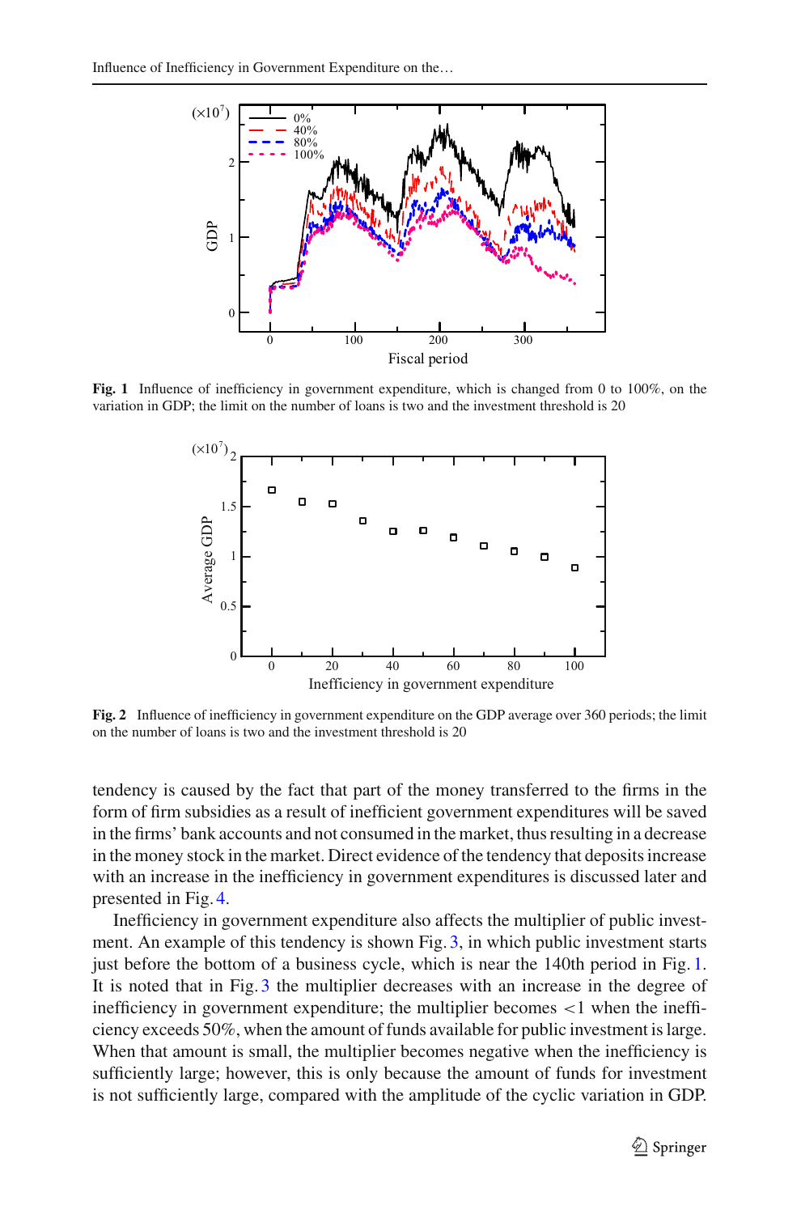Fig. 1 Influence of inefficiency in government expenditure, which is changed from 0 to 100%, on the variation in GDP; the limit on the number of loans is two and the investment threshold is 20

Fig. 2 Influence of inefficiency in government expenditure on the GDP average over 360 periods; the limit on the number of loans is two and the investment threshold is 20

tendency is caused by the fact that part of the money transferred to the firms in the form of firm subsidies as a result of inefficient government expenditures will be saved in the firms' bank accounts and not consumed in the market, thus resulting in a decrease in the money stock in the market. Direct evidence of the tendency that deposits increase with an increase in the inefficiency in government expenditures is discussed later and presented in Fig. 4.

Inefficiency in government expenditure also affects the multiplier of public investment. An example of this tendency is shown Fig. 3, in which public investment starts just before the bottom of a business cycle, which is near the 140th period in Fig. 1. It is noted that in Fig. 3 the multiplier decreases with an increase in the degree of inefficiency in government expenditure; the multiplier becomes $<1$ when the inefficiency exceeds 50%, when the amount of funds available for public investment is large. When that amount is small, the multiplier becomes negative when the inefficiency is sufficiently large; however, this is only because the amount of funds for investment is not sufficiently large, compared with the amplitude of the cyclic variation in GDP.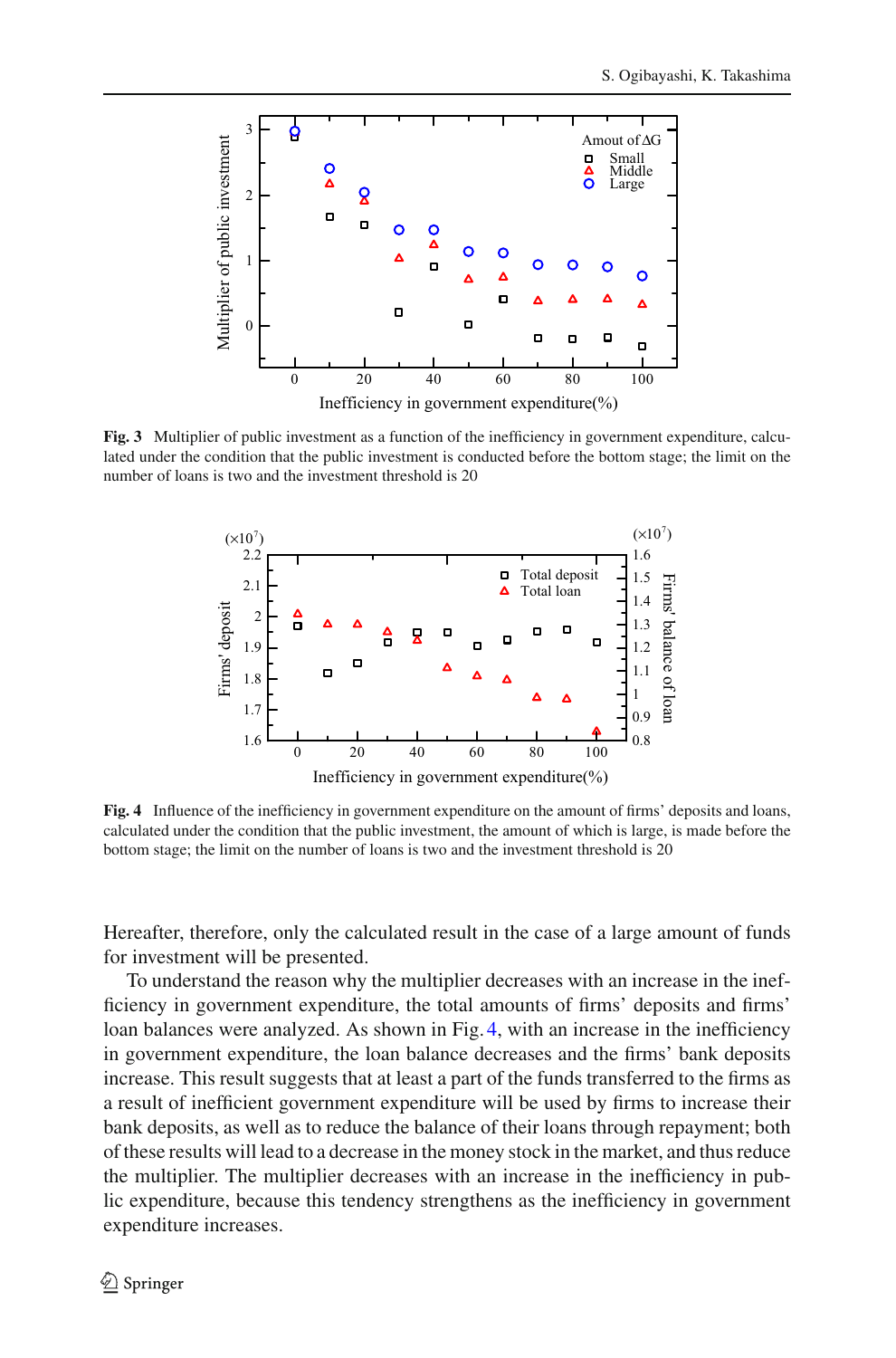**Fig. 3** Multiplier of public investment as a function of the inefficiency in government expenditure, calculated under the condition that the public investment is conducted before the bottom stage; the limit on the number of loans is two and the investment threshold is 20

**Fig. 4** Influence of the inefficiency in government expenditure on the amount of firms' deposits and loans, calculated under the condition that the public investment, the amount of which is large, is made before the bottom stage; the limit on the number of loans is two and the investment threshold is 20

Hereafter, therefore, only the calculated result in the case of a large amount of funds for investment will be presented.

To understand the reason why the multiplier decreases with an increase in the inefficiency in government expenditure, the total amounts of firms' deposits and firms' loan balances were analyzed. As shown in Fig. 4, with an increase in the inefficiency in government expenditure, the loan balance decreases and the firms' bank deposits increase. This result suggests that at least a part of the funds transferred to the firms as a result of inefficient government expenditure will be used by firms to increase their bank deposits, as well as to reduce the balance of their loans through repayment; both of these results will lead to a decrease in the money stock in the market, and thus reduce the multiplier. The multiplier decreases with an increase in the inefficiency in public expenditure, because this tendency strengthens as the inefficiency in government expenditure increases.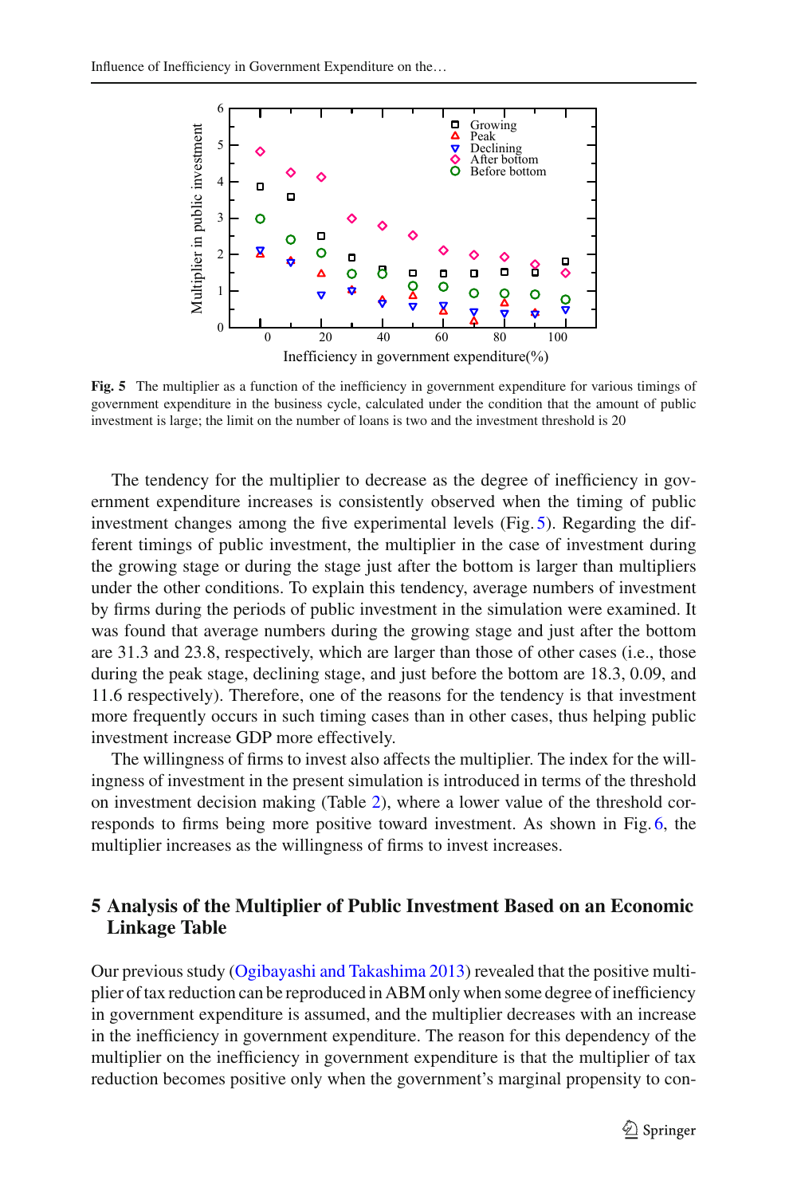**Fig. 5** The multiplier as a function of the inefficiency in government expenditure for various timings of government expenditure in the business cycle, calculated under the condition that the amount of public investment is large; the limit on the number of loans is two and the investment threshold is 20

The tendency for the multiplier to decrease as the degree of inefficiency in government expenditure increases is consistently observed when the timing of public investment changes among the five experimental levels (Fig. 5). Regarding the different timings of public investment, the multiplier in the case of investment during the growing stage or during the stage just after the bottom is larger than multipliers under the other conditions. To explain this tendency, average numbers of investment by firms during the periods of public investment in the simulation were examined. It was found that average numbers during the growing stage and just after the bottom are 31.3 and 23.8, respectively, which are larger than those of other cases (i.e., those during the peak stage, declining stage, and just before the bottom are 18.3, 0.09, and 11.6 respectively). Therefore, one of the reasons for the tendency is that investment more frequently occurs in such timing cases than in other cases, thus helping public investment increase GDP more effectively.

The willingness of firms to invest also affects the multiplier. The index for the willingness of investment in the present simulation is introduced in terms of the threshold on investment decision making (Table 2), where a lower value of the threshold corresponds to firms being more positive toward investment. As shown in Fig. 6, the multiplier increases as the willingness of firms to invest increases.

## 5 Analysis of the Multiplier of Public Investment Based on an Economic Linkage Table

Our previous study (Ogibayashi and Takashima 2013) revealed that the positive multiplier of tax reduction can be reproduced in ABM only when some degree of inefficiency in government expenditure is assumed, and the multiplier decreases with an increase in the inefficiency in government expenditure. The reason for this dependency of the multiplier on the inefficiency in government expenditure is that the multiplier of tax reduction becomes positive only when the government's marginal propensity to con-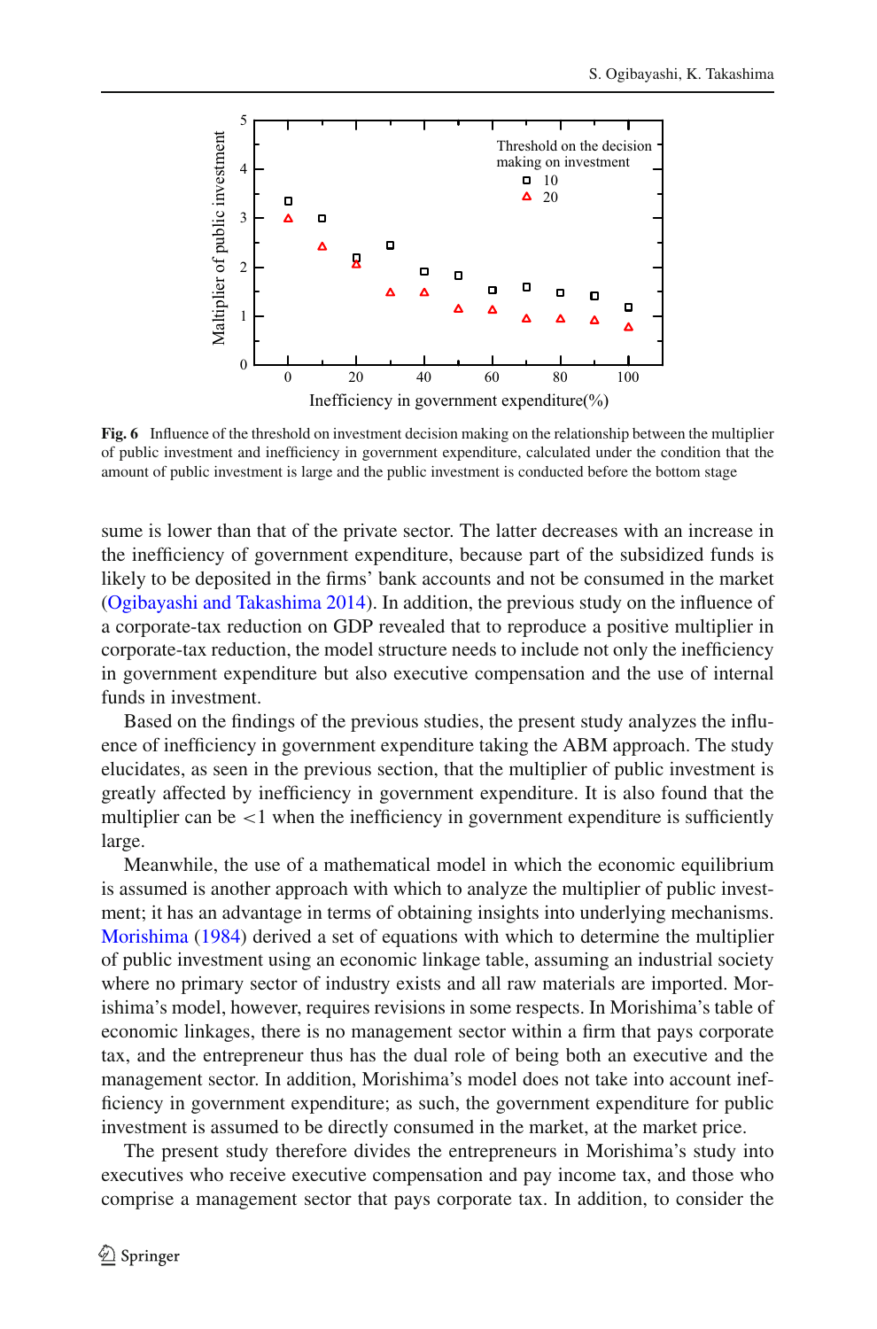Maltiplier of public investment

5
4
3
2
1
0

0
20
40
60
80
100

Inefficiency in government expenditure(%)

Threshold on the decision making on investment
10
20

**Fig. 6** Influence of the threshold on investment decision making on the relationship between the multiplier of public investment and inefficiency in government expenditure, calculated under the condition that the amount of public investment is large and the public investment is conducted before the bottom stage

sume is lower than that of the private sector. The latter decreases with an increase in the inefficiency of government expenditure, because part of the subsidized funds is likely to be deposited in the firms' bank accounts and not be consumed in the market (Ogibayashi and Takashima 2014). In addition, the previous study on the influence of a corporate-tax reduction on GDP revealed that to reproduce a positive multiplier in corporate-tax reduction, the model structure needs to include not only the inefficiency in government expenditure but also executive compensation and the use of internal funds in investment.

Based on the findings of the previous studies, the present study analyzes the influence of inefficiency in government expenditure taking the ABM approach. The study elucidates, as seen in the previous section, that the multiplier of public investment is greatly affected by inefficiency in government expenditure. It is also found that the multiplier can be $<1$ when the inefficiency in government expenditure is sufficiently large.

Meanwhile, the use of a mathematical model in which the economic equilibrium is assumed is another approach with which to analyze the multiplier of public investment; it has an advantage in terms of obtaining insights into underlying mechanisms. Morishima (1984) derived a set of equations with which to determine the multiplier of public investment using an economic linkage table, assuming an industrial society where no primary sector of industry exists and all raw materials are imported. Morishima's model, however, requires revisions in some respects. In Morishima's table of economic linkages, there is no management sector within a firm that pays corporate tax, and the entrepreneur thus has the dual role of being both an executive and the management sector. In addition, Morishima's model does not take into account inefficiency in government expenditure; as such, the government expenditure for public investment is assumed to be directly consumed in the market, at the market price.

The present study therefore divides the entrepreneurs in Morishima's study into executives who receive executive compensation and pay income tax, and those who comprise a management sector that pays corporate tax. In addition, to consider the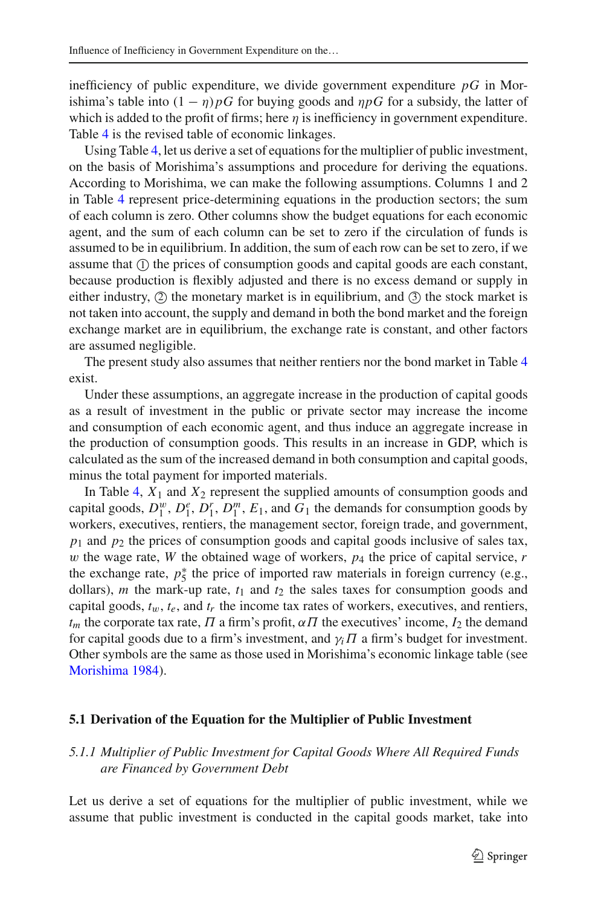inefficiency of public expenditure, we divide government expenditure $pG$ in Morishima's table into $(1-\eta)pG$ for buying goods and $\eta pG$ for a subsidy, the latter of which is added to the profit of firms; here $\eta$ is inefficiency in government expenditure. Table 4 is the revised table of economic linkages.

Using Table 4, let us derive a set of equations for the multiplier of public investment, on the basis of Morishima's assumptions and procedure for deriving the equations. According to Morishima, we can make the following assumptions. Columns 1 and 2 in Table 4 represent price-determining equations in the production sectors; the sum of each column is zero. Other columns show the budget equations for each economic agent, and the sum of each column can be set to zero if the circulation of funds is assumed to be in equilibrium. In addition, the sum of each row can be set to zero, if we assume that ① the prices of consumption goods and capital goods are each constant, because production is flexibly adjusted and there is no excess demand or supply in either industry, ② the monetary market is in equilibrium, and ③ the stock market is not taken into account, the supply and demand in both the bond market and the foreign exchange market are in equilibrium, the exchange rate is constant, and other factors are assumed negligible.

The present study also assumes that neither rentiers nor the bond market in Table 4 exist.

Under these assumptions, an aggregate increase in the production of capital goods as a result of investment in the public or private sector may increase the income and consumption of each economic agent, and thus induce an aggregate increase in the production of consumption goods. This results in an increase in GDP, which is calculated as the sum of the increased demand in both consumption and capital goods, minus the total payment for imported materials.

In Table 4, $X_1$ and $X_2$ represent the supplied amounts of consumption goods and capital goods, $D_1^w$, $D_1^e$, $D_1^r$, $D_1^m$, $E_1$, and $G_1$ the demands for consumption goods by workers, executives, rentiers, the management sector, foreign trade, and government, $p_1$ and $p_2$ the prices of consumption goods and capital goods inclusive of sales tax, $w$ the wage rate, $W$ the obtained wage of workers, $p_4$ the price of capital service, $r$ the exchange rate, $p_5^*$ the price of imported raw materials in foreign currency (e.g., dollars), $m$ the mark-up rate, $t_1$ and $t_2$ the sales taxes for consumption goods and capital goods, $t_w$, $t_e$, and $t_r$ the income tax rates of workers, executives, and rentiers, $t_m$ the corporate tax rate, $\Pi$ a firm's profit, $\alpha\Pi$ the executives' income, $I_2$ the demand for capital goods due to a firm's investment, and $\gamma_i\Pi$ a firm's budget for investment. Other symbols are the same as those used in Morishima's economic linkage table (see Morishima 1984).

### 5.1 Derivation of the Equation for the Multiplier of Public Investment

#### *5.1.1 Multiplier of Public Investment for Capital Goods Where All Required Funds are Financed by Government Debt*

Let us derive a set of equations for the multiplier of public investment, while we assume that public investment is conducted in the capital goods market, take into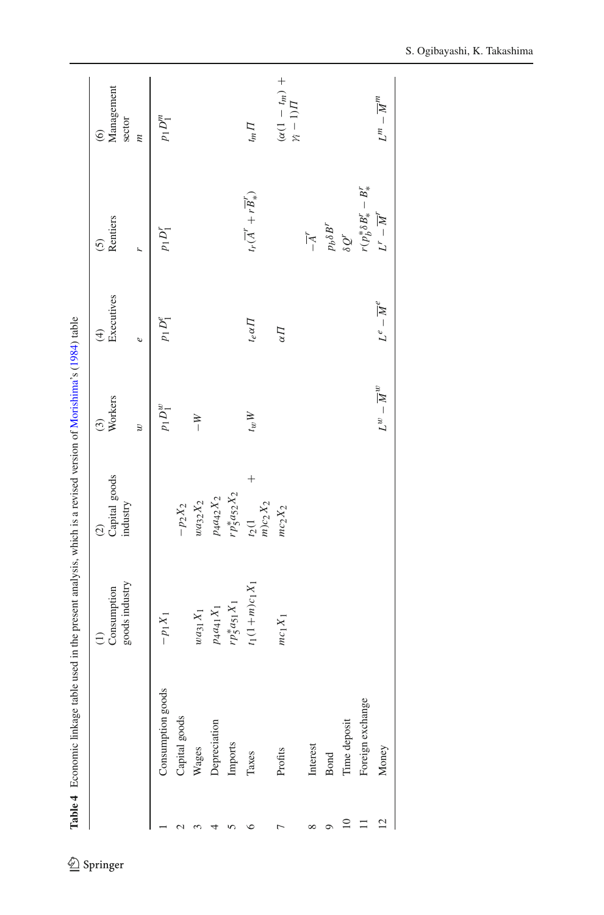**Table 4** Economic linkage table used in the present analysis, which is a revised version of Morishima's (1984) table

| | | (1) Consumption goods industry | (2) Capital goods industry | (3) Workers $w$ | (4) Executives $e$ | (5) Rentiers $r$ | (6) Management sector $m$ |
|---|---|---|---|---|---|---|---|
| 1 | Consumption goods | $-p_1X_1$ | | $p_1D_1^w$ | $p_1D_1^e$ | $p_1D_1^r$ | $p_1D_1^m$ |
| 2 | Capital goods | | $-p_2X_2$ | | | | |
| 3 | Wages | $wa_{31}X_1$ | $wa_{32}X_2$ | $-W$ | | | |
| 4 | Depreciation | $p_4a_{41}X_1$ | $p_4a_{42}X_2$ | | | | |
| 5 | Imports | $rp_5^*a_{51}X_1$ | $rp_5^*a_{52}X_2$ | | | | |
| 6 | Taxes | $t_1(1+m)c_1X_1$ | $t_2(1+m)c_2X_2$ | $t_wW$ | $t_e\alpha\Pi$ | $t_r(\overline{A}^r + r\overline{B}_*^r)$ | $t_m\Pi$ |
| 7 | Profits | $mc_1X_1$ | $mc_2X_2$ | | $\alpha\Pi$ | | $(\alpha(1-t_m)+\gamma_i-1)\Pi$ |
| 8 | Interest | | | | | $-\overline{A}^r$ | |
| 9 | Bond | | | | | $p_b\delta B^r$ | |
| 10 | Time deposit | | | | | $\delta Q^r$ | |
| 11 | Foreign exchange | | | | | $r(p_b^*\delta B_*^r - B_*^r$ | |
| 12 | Money | | | $L^w - \overline{M}^w$ | $L^e - \overline{M}^e$ | $L^r - \overline{M}^r$ | $L^m - \overline{M}^m$ |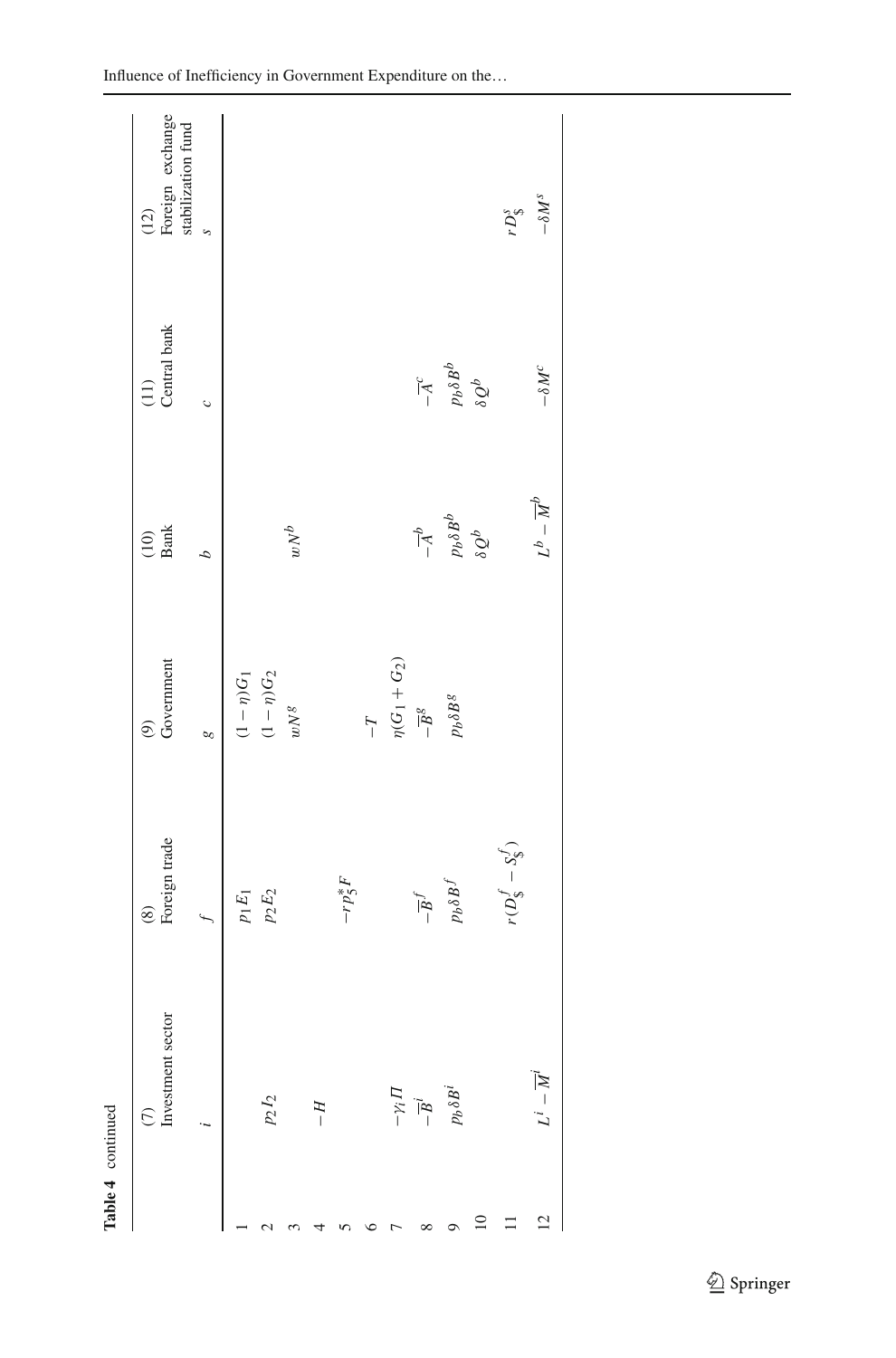**Table 4** continued

| | (7) Investment sector | (8) Foreign trade | (9) Government | (10) Bank | (11) Central bank | (12) Foreign exchange stabilization fund |
|---|---|---|---|---|---|---|
| | $i$ | $f$ | $g$ | $b$ | $c$ | $s$ |
| 1 | | $p_1E_1$ | $(1-\eta)G_1$ | | | |
| 2 | $p_2I_2$ | $p_2E_2$ | $(1-\eta)G_2$ | | | |
| 3 | | | $wN^g$ | $wN^b$ | | |
| 4 | $-H$ | | | | | |
| 5 | | $-rp_5^*F$ | | | | |
| 6 | | | $-T$ | | | |
| 7 | $-\gamma_i\Pi$ | | $\eta(G_1+G_2)$ | | | |
| 8 | $-\overline{B}^i$ | $-\overline{B}^f$ | $-\overline{B}^g$ | $-\overline{A}^b$ | $-\overline{A}^c$ | |
| 9 | $p_b\delta B^i$ | $p_b\delta B^f$ | $p_b\delta B^g$ | $p_b\delta B^b$ | $p_b\delta B^b$ | |
| 10 | | | | $\delta Q^b$ | $\delta Q^b$ | |
| 11 | | $r(D_\$^f - S_\$^f)$ | | | | $rD_\$^s$ |
| 12 | $L^i - \overline{M}^i$ | | | $L^b - \overline{M}^b$ | $-\delta M^c$ | $-\delta M^s$ |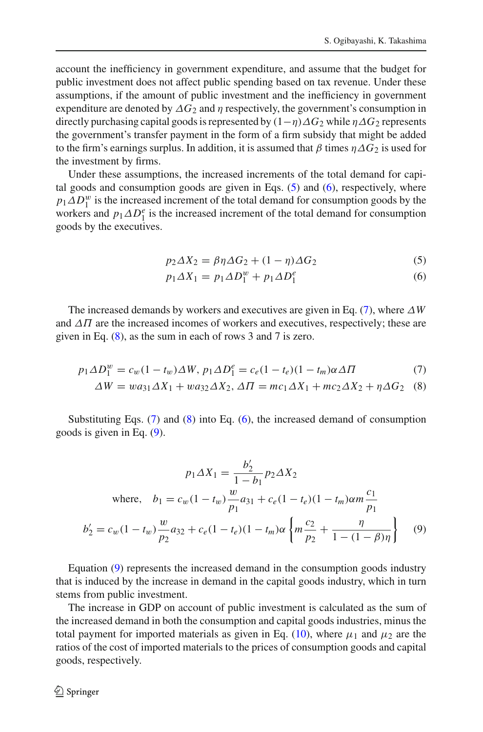account the inefficiency in government expenditure, and assume that the budget for public investment does not affect public spending based on tax revenue. Under these assumptions, if the amount of public investment and the inefficiency in government expenditure are denoted by $\Delta G_2$ and $\eta$ respectively, the government's consumption in directly purchasing capital goods is represented by $(1-\eta)\Delta G_2$ while $\eta \Delta G_2$ represents the government's transfer payment in the form of a firm subsidy that might be added to the firm's earnings surplus. In addition, it is assumed that $\beta$ times $\eta \Delta G_2$ is used for the investment by firms.

Under these assumptions, the increased increments of the total demand for capital goods and consumption goods are given in Eqs. (5) and (6), respectively, where $p_1 \Delta D_1^w$ is the increased increment of the total demand for consumption goods by the workers and $p_1 \Delta D_1^e$ is the increased increment of the total demand for consumption goods by the executives.

$$p_2 \Delta X_2 = \beta \eta \Delta G_2 + (1-\eta)\Delta G_2 \tag{5}$$

$$p_1 \Delta X_1 = p_1 \Delta D_1^w + p_1 \Delta D_1^e \tag{6}$$

The increased demands by workers and executives are given in Eq. (7), where $\Delta W$ and $\Delta \Pi$ are the increased incomes of workers and executives, respectively; these are given in Eq. (8), as the sum in each of rows 3 and 7 is zero.

$$p_1 \Delta D_1^w = c_w(1-t_w)\Delta W, \; p_1 \Delta D_1^e = c_e(1-t_e)(1-t_m)\alpha \Delta \Pi \tag{7}$$

$$\Delta W = w a_{31} \Delta X_1 + w a_{32} \Delta X_2, \; \Delta \Pi = m c_1 \Delta X_1 + m c_2 \Delta X_2 + \eta \Delta G_2 \tag{8}$$

Substituting Eqs. (7) and (8) into Eq. (6), the increased demand of consumption goods is given in Eq. (9).

$$p_1 \Delta X_1 = \frac{b_2'}{1-b_1} p_2 \Delta X_2$$

$$\text{where,} \quad b_1 = c_w(1-t_w)\frac{w}{p_1}a_{31} + c_e(1-t_e)(1-t_m)\alpha m \frac{c_1}{p_1}$$

$$b_2' = c_w(1-t_w)\frac{w}{p_2}a_{32} + c_e(1-t_e)(1-t_m)\alpha \left\{ m\frac{c_2}{p_2} + \frac{\eta}{1-(1-\beta)\eta} \right\} \tag{9}$$

Equation (9) represents the increased demand in the consumption goods industry that is induced by the increase in demand in the capital goods industry, which in turn stems from public investment.

The increase in GDP on account of public investment is calculated as the sum of the increased demand in both the consumption and capital goods industries, minus the total payment for imported materials as given in Eq. (10), where $\mu_1$ and $\mu_2$ are the ratios of the cost of imported materials to the prices of consumption goods and capital goods, respectively.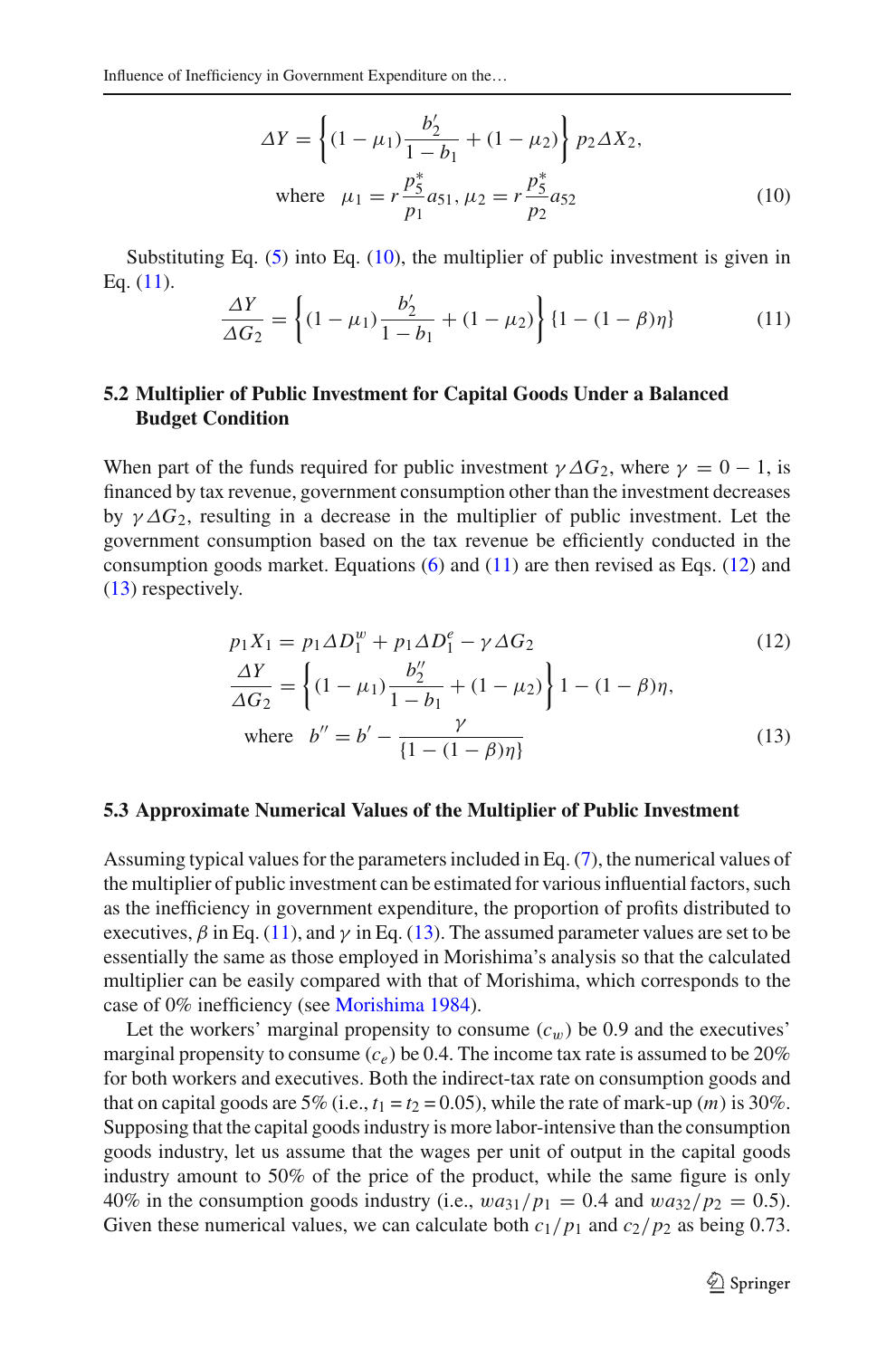$$\Delta Y = \left\{(1-\mu_1)\frac{b_2'}{1-b_1} + (1-\mu_2)\right\} p_2 \Delta X_2,$$

$$\text{where} \quad \mu_1 = r\frac{p_5^*}{p_1}a_{51}, \mu_2 = r\frac{p_5^*}{p_2}a_{52} \tag{10}$$

Substituting Eq. (5) into Eq. (10), the multiplier of public investment is given in Eq. (11).

$$\frac{\Delta Y}{\Delta G_2} = \left\{(1-\mu_1)\frac{b_2'}{1-b_1} + (1-\mu_2)\right\} \{1-(1-\beta)\eta\} \tag{11}$$

### 5.2 Multiplier of Public Investment for Capital Goods Under a Balanced Budget Condition

When part of the funds required for public investment $\gamma \Delta G_2$, where $\gamma = 0-1$, is financed by tax revenue, government consumption other than the investment decreases by $\gamma \Delta G_2$, resulting in a decrease in the multiplier of public investment. Let the government consumption based on the tax revenue be efficiently conducted in the consumption goods market. Equations (6) and (11) are then revised as Eqs. (12) and (13) respectively.

$$p_1 X_1 = p_1 \Delta D_1^w + p_1 \Delta D_1^e - \gamma \Delta G_2 \tag{12}$$

$$\frac{\Delta Y}{\Delta G_2} = \left\{(1-\mu_1)\frac{b_2''}{1-b_1} + (1-\mu_2)\right\} 1-(1-\beta)\eta,$$

$$\text{where} \quad b'' = b' - \frac{\gamma}{\{1-(1-\beta)\eta\}} \tag{13}$$

### 5.3 Approximate Numerical Values of the Multiplier of Public Investment

Assuming typical values for the parameters included in Eq. (7), the numerical values of the multiplier of public investment can be estimated for various influential factors, such as the inefficiency in government expenditure, the proportion of profits distributed to executives, $\beta$ in Eq. (11), and $\gamma$ in Eq. (13). The assumed parameter values are set to be essentially the same as those employed in Morishima's analysis so that the calculated multiplier can be easily compared with that of Morishima, which corresponds to the case of 0% inefficiency (see Morishima 1984).

Let the workers' marginal propensity to consume ($c_w$) be 0.9 and the executives' marginal propensity to consume ($c_e$) be 0.4. The income tax rate is assumed to be 20% for both workers and executives. Both the indirect-tax rate on consumption goods and that on capital goods are 5% (i.e., $t_1 = t_2 = 0.05$), while the rate of mark-up ($m$) is 30%. Supposing that the capital goods industry is more labor-intensive than the consumption goods industry, let us assume that the wages per unit of output in the capital goods industry amount to 50% of the price of the product, while the same figure is only 40% in the consumption goods industry (i.e., $wa_{31}/p_1 = 0.4$ and $wa_{32}/p_2 = 0.5$). Given these numerical values, we can calculate both $c_1/p_1$ and $c_2/p_2$ as being 0.73.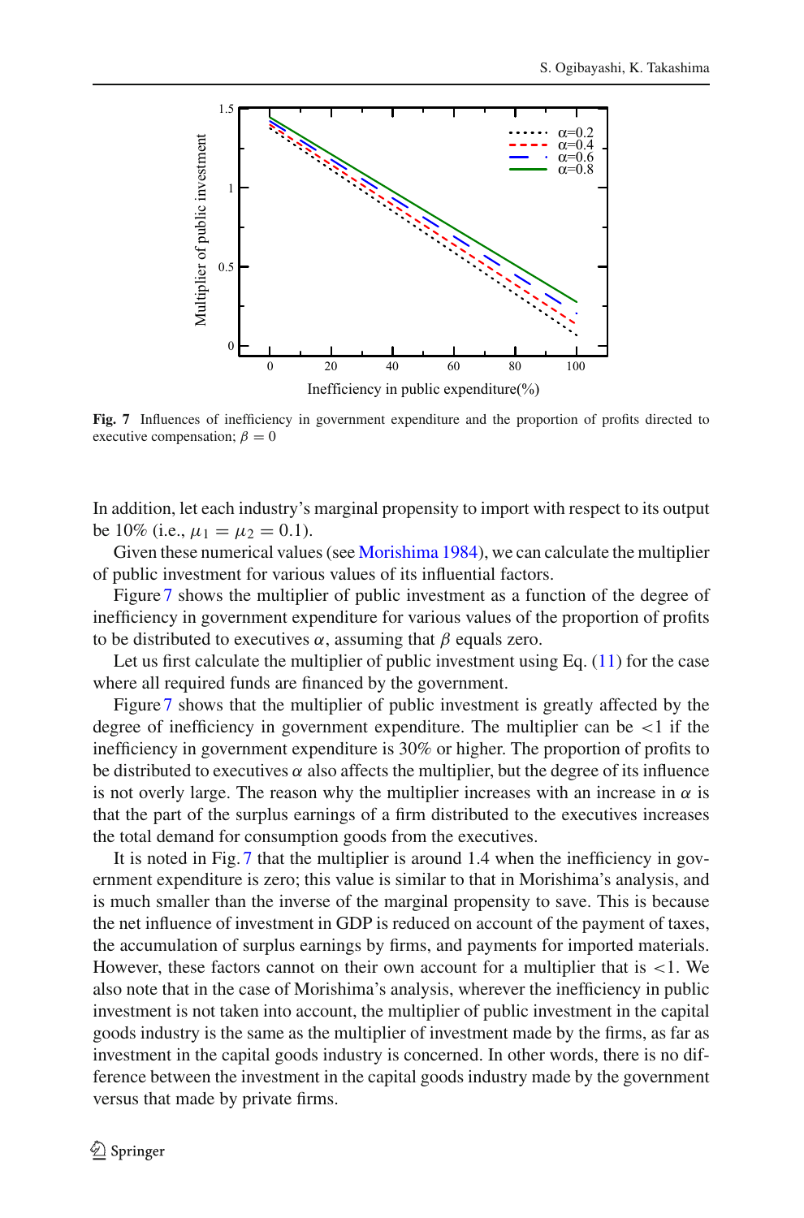Fig. 7 Influences of inefficiency in government expenditure and the proportion of profits directed to executive compensation; $\beta = 0$

In addition, let each industry's marginal propensity to import with respect to its output be 10% (i.e., $\mu_1 = \mu_2 = 0.1$).

Given these numerical values (see Morishima 1984), we can calculate the multiplier of public investment for various values of its influential factors.

Figure 7 shows the multiplier of public investment as a function of the degree of inefficiency in government expenditure for various values of the proportion of profits to be distributed to executives $\alpha$, assuming that $\beta$ equals zero.

Let us first calculate the multiplier of public investment using Eq. (11) for the case where all required funds are financed by the government.

Figure 7 shows that the multiplier of public investment is greatly affected by the degree of inefficiency in government expenditure. The multiplier can be $<1$ if the inefficiency in government expenditure is 30% or higher. The proportion of profits to be distributed to executives $\alpha$ also affects the multiplier, but the degree of its influence is not overly large. The reason why the multiplier increases with an increase in $\alpha$ is that the part of the surplus earnings of a firm distributed to the executives increases the total demand for consumption goods from the executives.

It is noted in Fig. 7 that the multiplier is around 1.4 when the inefficiency in government expenditure is zero; this value is similar to that in Morishima's analysis, and is much smaller than the inverse of the marginal propensity to save. This is because the net influence of investment in GDP is reduced on account of the payment of taxes, the accumulation of surplus earnings by firms, and payments for imported materials. However, these factors cannot on their own account for a multiplier that is $<1$. We also note that in the case of Morishima's analysis, wherever the inefficiency in public investment is not taken into account, the multiplier of public investment in the capital goods industry is the same as the multiplier of investment made by the firms, as far as investment in the capital goods industry is concerned. In other words, there is no difference between the investment in the capital goods industry made by the government versus that made by private firms.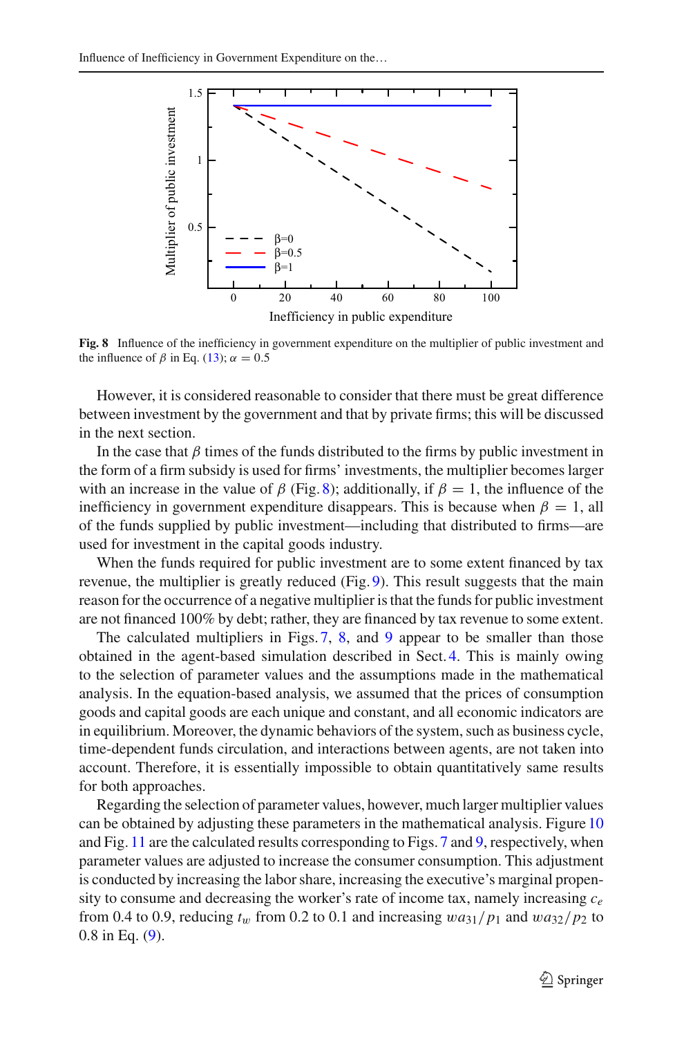**Fig. 8** Influence of the inefficiency in government expenditure on the multiplier of public investment and the influence of $\beta$ in Eq. (13); $\alpha = 0.5$

However, it is considered reasonable to consider that there must be great difference between investment by the government and that by private firms; this will be discussed in the next section.

In the case that $\beta$ times of the funds distributed to the firms by public investment in the form of a firm subsidy is used for firms' investments, the multiplier becomes larger with an increase in the value of $\beta$ (Fig. 8); additionally, if $\beta = 1$, the influence of the inefficiency in government expenditure disappears. This is because when $\beta = 1$, all of the funds supplied by public investment—including that distributed to firms—are used for investment in the capital goods industry.

When the funds required for public investment are to some extent financed by tax revenue, the multiplier is greatly reduced (Fig. 9). This result suggests that the main reason for the occurrence of a negative multiplier is that the funds for public investment are not financed 100% by debt; rather, they are financed by tax revenue to some extent.

The calculated multipliers in Figs. 7, 8, and 9 appear to be smaller than those obtained in the agent-based simulation described in Sect. 4. This is mainly owing to the selection of parameter values and the assumptions made in the mathematical analysis. In the equation-based analysis, we assumed that the prices of consumption goods and capital goods are each unique and constant, and all economic indicators are in equilibrium. Moreover, the dynamic behaviors of the system, such as business cycle, time-dependent funds circulation, and interactions between agents, are not taken into account. Therefore, it is essentially impossible to obtain quantitatively same results for both approaches.

Regarding the selection of parameter values, however, much larger multiplier values can be obtained by adjusting these parameters in the mathematical analysis. Figure 10 and Fig. 11 are the calculated results corresponding to Figs. 7 and 9, respectively, when parameter values are adjusted to increase the consumer consumption. This adjustment is conducted by increasing the labor share, increasing the executive's marginal propensity to consume and decreasing the worker's rate of income tax, namely increasing $c_e$ from 0.4 to 0.9, reducing $t_w$ from 0.2 to 0.1 and increasing $wa_{31}/p_1$ and $wa_{32}/p_2$ to 0.8 in Eq. (9).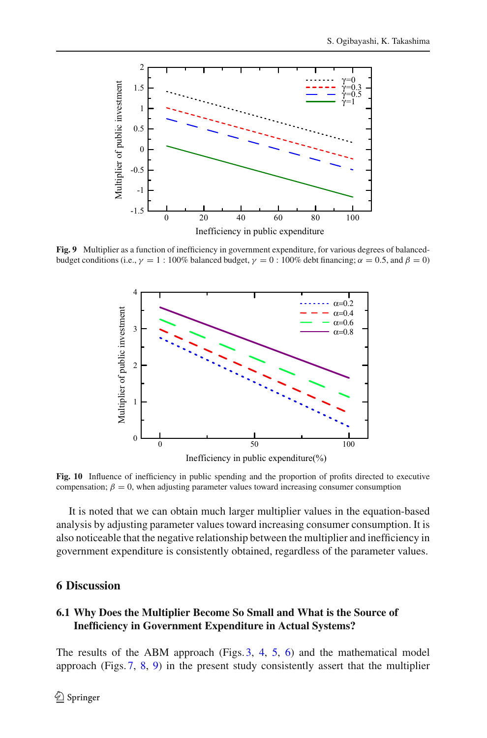**Fig. 9** Multiplier as a function of inefficiency in government expenditure, for various degrees of balanced-budget conditions (i.e., $\gamma = 1$ : 100% balanced budget, $\gamma = 0$ : 100% debt financing; $\alpha = 0.5$, and $\beta = 0$)

**Fig. 10** Influence of inefficiency in public spending and the proportion of profits directed to executive compensation; $\beta = 0$, when adjusting parameter values toward increasing consumer consumption

It is noted that we can obtain much larger multiplier values in the equation-based analysis by adjusting parameter values toward increasing consumer consumption. It is also noticeable that the negative relationship between the multiplier and inefficiency in government expenditure is consistently obtained, regardless of the parameter values.

## 6 Discussion

### 6.1 Why Does the Multiplier Become So Small and What is the Source of Inefficiency in Government Expenditure in Actual Systems?

The results of the ABM approach (Figs. 3, 4, 5, 6) and the mathematical model approach (Figs. 7, 8, 9) in the present study consistently assert that the multiplier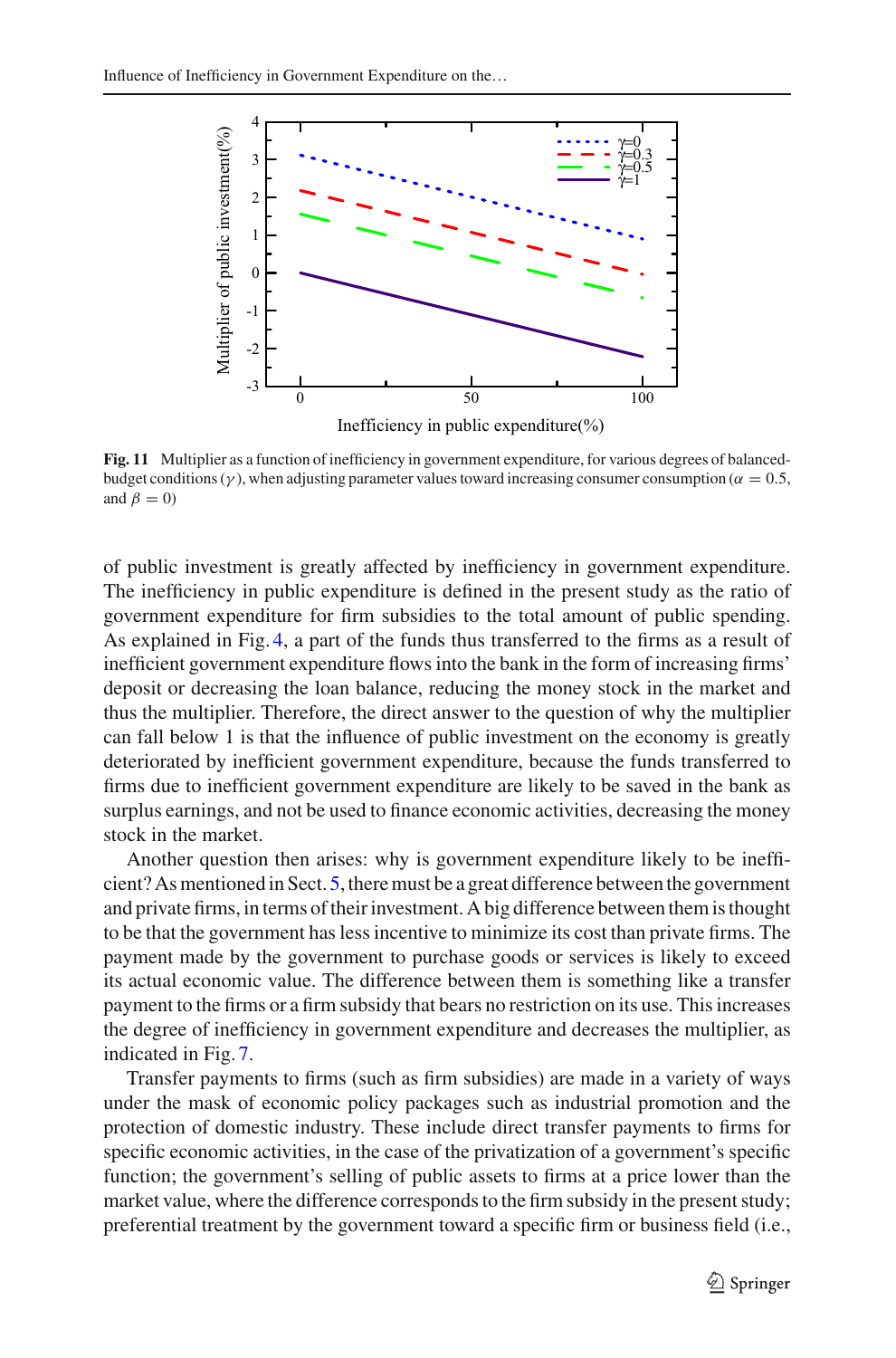Multiplier of public investment(%)

4
3
2
1
0
-1
-2
-3

0
50
100

Inefficiency in public expenditure(%)

γ=0
γ=0.3
γ=0.5
γ=1

**Fig. 11** Multiplier as a function of inefficiency in government expenditure, for various degrees of balanced-budget conditions ($\gamma$), when adjusting parameter values toward increasing consumer consumption ($\alpha = 0.5$, and $\beta = 0$)

of public investment is greatly affected by inefficiency in government expenditure. The inefficiency in public expenditure is defined in the present study as the ratio of government expenditure for firm subsidies to the total amount of public spending. As explained in Fig. 4, a part of the funds thus transferred to the firms as a result of inefficient government expenditure flows into the bank in the form of increasing firms' deposit or decreasing the loan balance, reducing the money stock in the market and thus the multiplier. Therefore, the direct answer to the question of why the multiplier can fall below 1 is that the influence of public investment on the economy is greatly deteriorated by inefficient government expenditure, because the funds transferred to firms due to inefficient government expenditure are likely to be saved in the bank as surplus earnings, and not be used to finance economic activities, decreasing the money stock in the market.

Another question then arises: why is government expenditure likely to be inefficient? As mentioned in Sect. 5, there must be a great difference between the government and private firms, in terms of their investment. A big difference between them is thought to be that the government has less incentive to minimize its cost than private firms. The payment made by the government to purchase goods or services is likely to exceed its actual economic value. The difference between them is something like a transfer payment to the firms or a firm subsidy that bears no restriction on its use. This increases the degree of inefficiency in government expenditure and decreases the multiplier, as indicated in Fig. 7.

Transfer payments to firms (such as firm subsidies) are made in a variety of ways under the mask of economic policy packages such as industrial promotion and the protection of domestic industry. These include direct transfer payments to firms for specific economic activities, in the case of the privatization of a government's specific function; the government's selling of public assets to firms at a price lower than the market value, where the difference corresponds to the firm subsidy in the present study; preferential treatment by the government toward a specific firm or business field (i.e.,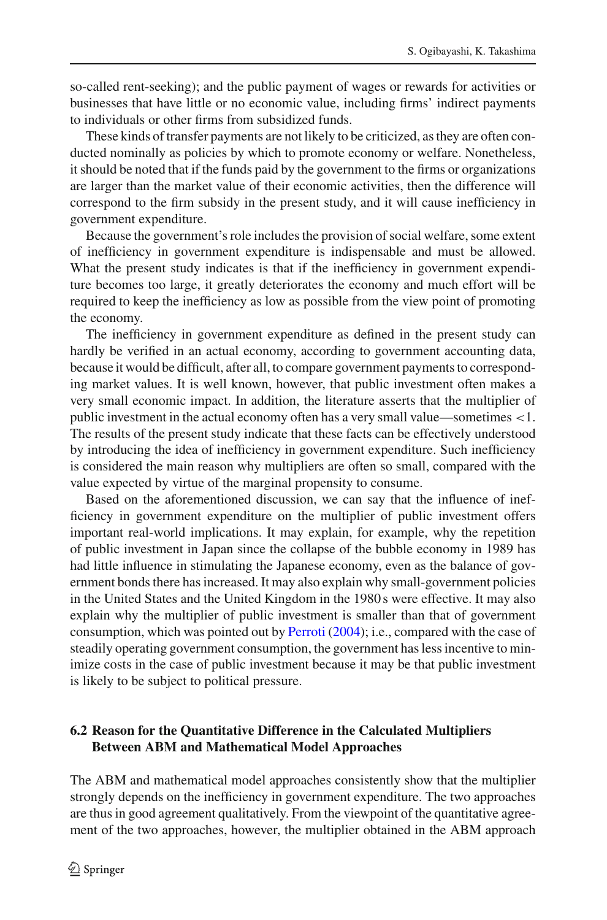so-called rent-seeking); and the public payment of wages or rewards for activities or businesses that have little or no economic value, including firms' indirect payments to individuals or other firms from subsidized funds.

These kinds of transfer payments are not likely to be criticized, as they are often conducted nominally as policies by which to promote economy or welfare. Nonetheless, it should be noted that if the funds paid by the government to the firms or organizations are larger than the market value of their economic activities, then the difference will correspond to the firm subsidy in the present study, and it will cause inefficiency in government expenditure.

Because the government's role includes the provision of social welfare, some extent of inefficiency in government expenditure is indispensable and must be allowed. What the present study indicates is that if the inefficiency in government expenditure becomes too large, it greatly deteriorates the economy and much effort will be required to keep the inefficiency as low as possible from the view point of promoting the economy.

The inefficiency in government expenditure as defined in the present study can hardly be verified in an actual economy, according to government accounting data, because it would be difficult, after all, to compare government payments to corresponding market values. It is well known, however, that public investment often makes a very small economic impact. In addition, the literature asserts that the multiplier of public investment in the actual economy often has a very small value—sometimes $<1$. The results of the present study indicate that these facts can be effectively understood by introducing the idea of inefficiency in government expenditure. Such inefficiency is considered the main reason why multipliers are often so small, compared with the value expected by virtue of the marginal propensity to consume.

Based on the aforementioned discussion, we can say that the influence of inefficiency in government expenditure on the multiplier of public investment offers important real-world implications. It may explain, for example, why the repetition of public investment in Japan since the collapse of the bubble economy in 1989 has had little influence in stimulating the Japanese economy, even as the balance of government bonds there has increased. It may also explain why small-government policies in the United States and the United Kingdom in the 1980 s were effective. It may also explain why the multiplier of public investment is smaller than that of government consumption, which was pointed out by Perroti (2004); i.e., compared with the case of steadily operating government consumption, the government has less incentive to minimize costs in the case of public investment because it may be that public investment is likely to be subject to political pressure.

### 6.2 Reason for the Quantitative Difference in the Calculated Multipliers Between ABM and Mathematical Model Approaches

The ABM and mathematical model approaches consistently show that the multiplier strongly depends on the inefficiency in government expenditure. The two approaches are thus in good agreement qualitatively. From the viewpoint of the quantitative agreement of the two approaches, however, the multiplier obtained in the ABM approach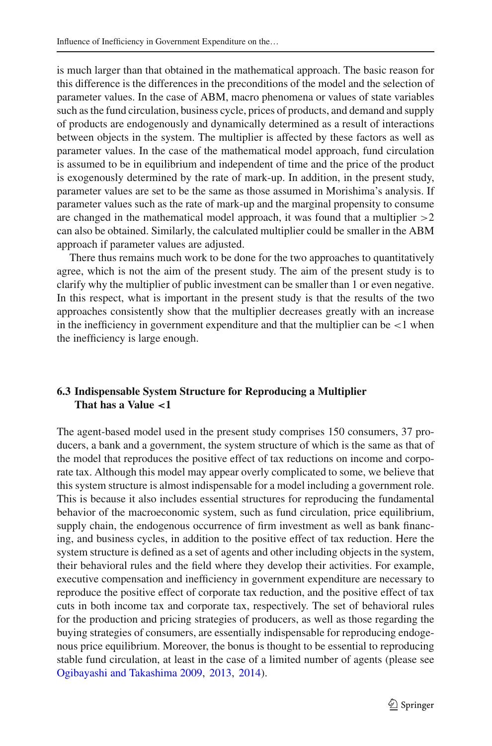is much larger than that obtained in the mathematical approach. The basic reason for this difference is the differences in the preconditions of the model and the selection of parameter values. In the case of ABM, macro phenomena or values of state variables such as the fund circulation, business cycle, prices of products, and demand and supply of products are endogenously and dynamically determined as a result of interactions between objects in the system. The multiplier is affected by these factors as well as parameter values. In the case of the mathematical model approach, fund circulation is assumed to be in equilibrium and independent of time and the price of the product is exogenously determined by the rate of mark-up. In addition, in the present study, parameter values are set to be the same as those assumed in Morishima's analysis. If parameter values such as the rate of mark-up and the marginal propensity to consume are changed in the mathematical model approach, it was found that a multiplier $>2$ can also be obtained. Similarly, the calculated multiplier could be smaller in the ABM approach if parameter values are adjusted.

There thus remains much work to be done for the two approaches to quantitatively agree, which is not the aim of the present study. The aim of the present study is to clarify why the multiplier of public investment can be smaller than 1 or even negative. In this respect, what is important in the present study is that the results of the two approaches consistently show that the multiplier decreases greatly with an increase in the inefficiency in government expenditure and that the multiplier can be $<1$ when the inefficiency is large enough.

### 6.3 Indispensable System Structure for Reproducing a Multiplier That has a Value <1

The agent-based model used in the present study comprises 150 consumers, 37 producers, a bank and a government, the system structure of which is the same as that of the model that reproduces the positive effect of tax reductions on income and corporate tax. Although this model may appear overly complicated to some, we believe that this system structure is almost indispensable for a model including a government role. This is because it also includes essential structures for reproducing the fundamental behavior of the macroeconomic system, such as fund circulation, price equilibrium, supply chain, the endogenous occurrence of firm investment as well as bank financing, and business cycles, in addition to the positive effect of tax reduction. Here the system structure is defined as a set of agents and other including objects in the system, their behavioral rules and the field where they develop their activities. For example, executive compensation and inefficiency in government expenditure are necessary to reproduce the positive effect of corporate tax reduction, and the positive effect of tax cuts in both income tax and corporate tax, respectively. The set of behavioral rules for the production and pricing strategies of producers, as well as those regarding the buying strategies of consumers, are essentially indispensable for reproducing endogenous price equilibrium. Moreover, the bonus is thought to be essential to reproducing stable fund circulation, at least in the case of a limited number of agents (please see Ogibayashi and Takashima 2009, 2013, 2014).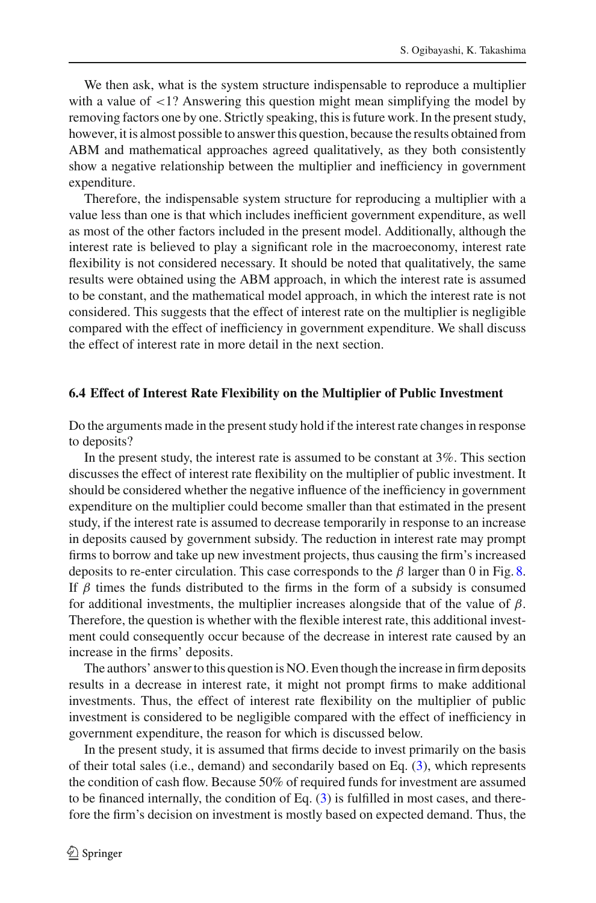We then ask, what is the system structure indispensable to reproduce a multiplier with a value of $<1$? Answering this question might mean simplifying the model by removing factors one by one. Strictly speaking, this is future work. In the present study, however, it is almost possible to answer this question, because the results obtained from ABM and mathematical approaches agreed qualitatively, as they both consistently show a negative relationship between the multiplier and inefficiency in government expenditure.

Therefore, the indispensable system structure for reproducing a multiplier with a value less than one is that which includes inefficient government expenditure, as well as most of the other factors included in the present model. Additionally, although the interest rate is believed to play a significant role in the macroeconomy, interest rate flexibility is not considered necessary. It should be noted that qualitatively, the same results were obtained using the ABM approach, in which the interest rate is assumed to be constant, and the mathematical model approach, in which the interest rate is not considered. This suggests that the effect of interest rate on the multiplier is negligible compared with the effect of inefficiency in government expenditure. We shall discuss the effect of interest rate in more detail in the next section.

### 6.4 Effect of Interest Rate Flexibility on the Multiplier of Public Investment

Do the arguments made in the present study hold if the interest rate changes in response to deposits?

In the present study, the interest rate is assumed to be constant at 3%. This section discusses the effect of interest rate flexibility on the multiplier of public investment. It should be considered whether the negative influence of the inefficiency in government expenditure on the multiplier could become smaller than that estimated in the present study, if the interest rate is assumed to decrease temporarily in response to an increase in deposits caused by government subsidy. The reduction in interest rate may prompt firms to borrow and take up new investment projects, thus causing the firm's increased deposits to re-enter circulation. This case corresponds to the $\beta$ larger than 0 in Fig. 8. If $\beta$ times the funds distributed to the firms in the form of a subsidy is consumed for additional investments, the multiplier increases alongside that of the value of $\beta$. Therefore, the question is whether with the flexible interest rate, this additional investment could consequently occur because of the decrease in interest rate caused by an increase in the firms' deposits.

The authors' answer to this question is NO. Even though the increase in firm deposits results in a decrease in interest rate, it might not prompt firms to make additional investments. Thus, the effect of interest rate flexibility on the multiplier of public investment is considered to be negligible compared with the effect of inefficiency in government expenditure, the reason for which is discussed below.

In the present study, it is assumed that firms decide to invest primarily on the basis of their total sales (i.e., demand) and secondarily based on Eq. (3), which represents the condition of cash flow. Because 50% of required funds for investment are assumed to be financed internally, the condition of Eq. (3) is fulfilled in most cases, and therefore the firm's decision on investment is mostly based on expected demand. Thus, the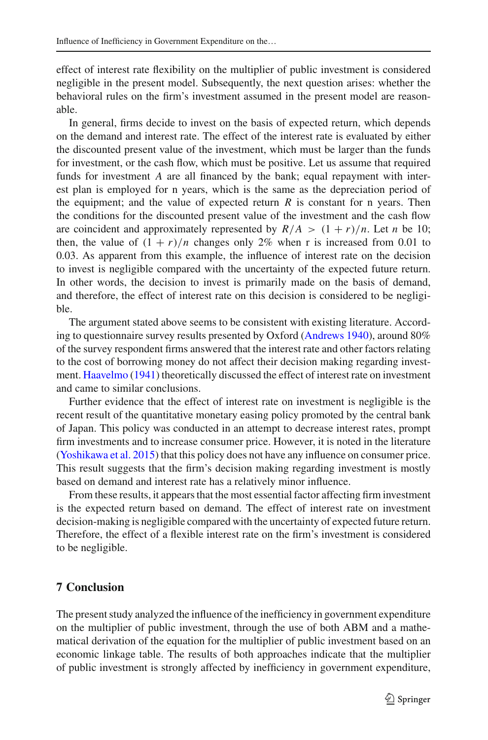effect of interest rate flexibility on the multiplier of public investment is considered negligible in the present model. Subsequently, the next question arises: whether the behavioral rules on the firm's investment assumed in the present model are reasonable.

In general, firms decide to invest on the basis of expected return, which depends on the demand and interest rate. The effect of the interest rate is evaluated by either the discounted present value of the investment, which must be larger than the funds for investment, or the cash flow, which must be positive. Let us assume that required funds for investment $A$ are all financed by the bank; equal repayment with interest plan is employed for n years, which is the same as the depreciation period of the equipment; and the value of expected return $R$ is constant for n years. Then the conditions for the discounted present value of the investment and the cash flow are coincident and approximately represented by $R/A > (1+r)/n$. Let $n$ be 10; then, the value of $(1+r)/n$ changes only 2% when r is increased from 0.01 to 0.03. As apparent from this example, the influence of interest rate on the decision to invest is negligible compared with the uncertainty of the expected future return. In other words, the decision to invest is primarily made on the basis of demand, and therefore, the effect of interest rate on this decision is considered to be negligible.

The argument stated above seems to be consistent with existing literature. According to questionnaire survey results presented by Oxford (Andrews 1940), around 80% of the survey respondent firms answered that the interest rate and other factors relating to the cost of borrowing money do not affect their decision making regarding investment. Haavelmo (1941) theoretically discussed the effect of interest rate on investment and came to similar conclusions.

Further evidence that the effect of interest rate on investment is negligible is the recent result of the quantitative monetary easing policy promoted by the central bank of Japan. This policy was conducted in an attempt to decrease interest rates, prompt firm investments and to increase consumer price. However, it is noted in the literature (Yoshikawa et al. 2015) that this policy does not have any influence on consumer price. This result suggests that the firm's decision making regarding investment is mostly based on demand and interest rate has a relatively minor influence.

From these results, it appears that the most essential factor affecting firm investment is the expected return based on demand. The effect of interest rate on investment decision-making is negligible compared with the uncertainty of expected future return. Therefore, the effect of a flexible interest rate on the firm's investment is considered to be negligible.

## 7 Conclusion

The present study analyzed the influence of the inefficiency in government expenditure on the multiplier of public investment, through the use of both ABM and a mathematical derivation of the equation for the multiplier of public investment based on an economic linkage table. The results of both approaches indicate that the multiplier of public investment is strongly affected by inefficiency in government expenditure,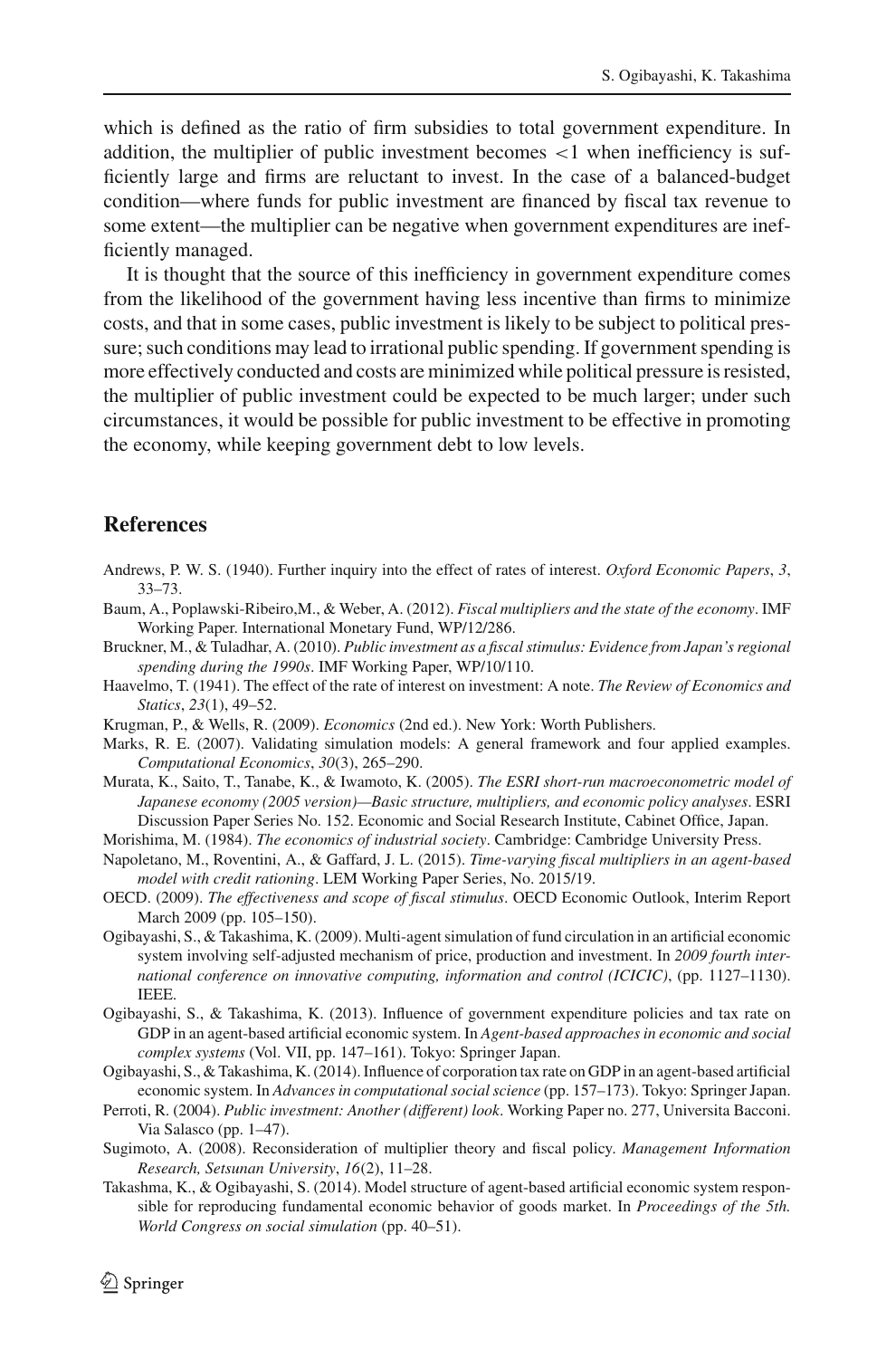which is defined as the ratio of firm subsidies to total government expenditure. In addition, the multiplier of public investment becomes $<1$ when inefficiency is sufficiently large and firms are reluctant to invest. In the case of a balanced-budget condition—where funds for public investment are financed by fiscal tax revenue to some extent—the multiplier can be negative when government expenditures are inefficiently managed.

It is thought that the source of this inefficiency in government expenditure comes from the likelihood of the government having less incentive than firms to minimize costs, and that in some cases, public investment is likely to be subject to political pressure; such conditions may lead to irrational public spending. If government spending is more effectively conducted and costs are minimized while political pressure is resisted, the multiplier of public investment could be expected to be much larger; under such circumstances, it would be possible for public investment to be effective in promoting the economy, while keeping government debt to low levels.

## References

Andrews, P. W. S. (1940). Further inquiry into the effect of rates of interest. *Oxford Economic Papers*, *3*, 33–73.

Baum, A., Poplawski-Ribeiro,M., & Weber, A. (2012). *Fiscal multipliers and the state of the economy*. IMF Working Paper. International Monetary Fund, WP/12/286.

Bruckner, M., & Tuladhar, A. (2010). *Public investment as a fiscal stimulus: Evidence from Japan's regional spending during the 1990s*. IMF Working Paper, WP/10/110.

Haavelmo, T. (1941). The effect of the rate of interest on investment: A note. *The Review of Economics and Statics*, *23*(1), 49–52.

Krugman, P., & Wells, R. (2009). *Economics* (2nd ed.). New York: Worth Publishers.

Marks, R. E. (2007). Validating simulation models: A general framework and four applied examples. *Computational Economics*, *30*(3), 265–290.

Murata, K., Saito, T., Tanabe, K., & Iwamoto, K. (2005). *The ESRI short-run macroeconometric model of Japanese economy (2005 version)—Basic structure, multipliers, and economic policy analyses*. ESRI Discussion Paper Series No. 152. Economic and Social Research Institute, Cabinet Office, Japan.

Morishima, M. (1984). *The economics of industrial society*. Cambridge: Cambridge University Press.

Napoletano, M., Roventini, A., & Gaffard, J. L. (2015). *Time-varying fiscal multipliers in an agent-based model with credit rationing*. LEM Working Paper Series, No. 2015/19.

OECD. (2009). *The effectiveness and scope of fiscal stimulus*. OECD Economic Outlook, Interim Report March 2009 (pp. 105–150).

Ogibayashi, S., & Takashima, K. (2009). Multi-agent simulation of fund circulation in an artificial economic system involving self-adjusted mechanism of price, production and investment. In *2009 fourth international conference on innovative computing, information and control (ICICIC)*, (pp. 1127–1130). IEEE.

Ogibayashi, S., & Takashima, K. (2013). Influence of government expenditure policies and tax rate on GDP in an agent-based artificial economic system. In *Agent-based approaches in economic and social complex systems* (Vol. VII, pp. 147–161). Tokyo: Springer Japan.

Ogibayashi, S., & Takashima, K. (2014). Influence of corporation tax rate on GDP in an agent-based artificial economic system. In *Advances in computational social science* (pp. 157–173). Tokyo: Springer Japan.

Perroti, R. (2004). *Public investment: Another (different) look*. Working Paper no. 277, Universita Bacconi. Via Salasco (pp. 1–47).

Sugimoto, A. (2008). Reconsideration of multiplier theory and fiscal policy. *Management Information Research, Setsunan University*, *16*(2), 11–28.

Takashma, K., & Ogibayashi, S. (2014). Model structure of agent-based artificial economic system responsible for reproducing fundamental economic behavior of goods market. In *Proceedings of the 5th. World Congress on social simulation* (pp. 40–51).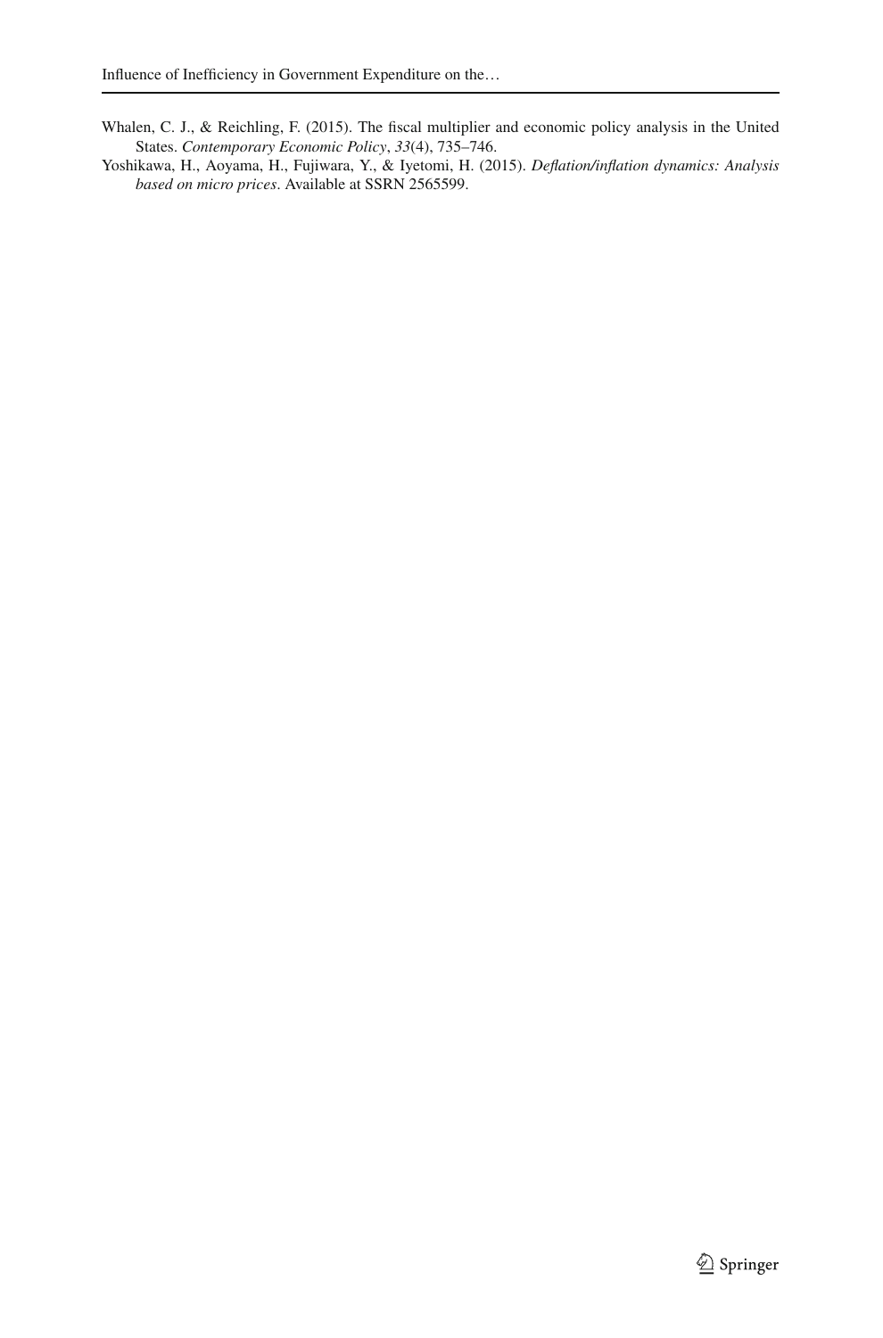Whalen, C. J., & Reichling, F. (2015). The fiscal multiplier and economic policy analysis in the United States. *Contemporary Economic Policy*, *33*(4), 735–746.

Yoshikawa, H., Aoyama, H., Fujiwara, Y., & Iyetomi, H. (2015). *Deflation/inflation dynamics: Analysis based on micro prices*. Available at SSRN 2565599.